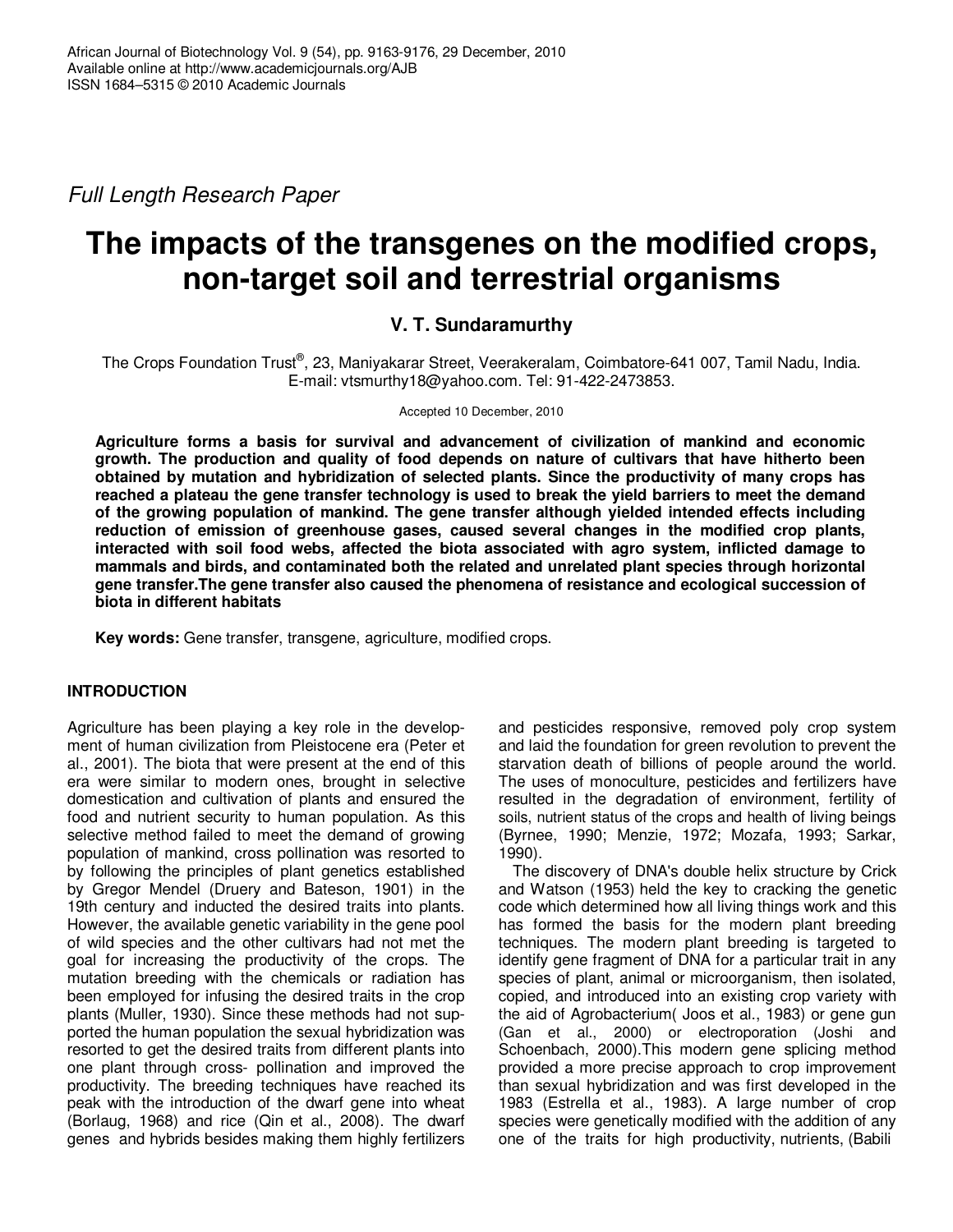*Full Length Research Paper*

# The impacts of the transgenes on the modified crops, non-target soil and terrestrial organisms

**V. T. Sundaramurthy**

The Crops Foundation Trust®, 23, Maniyakarar Street, Veerakeralam, Coimbatore-641 007, Tamil Nadu, India. E-mail: vtsmurthy18@yahoo.com. Tel: 91-422-2473853.

Accepted 10 December, 2010

**Agriculture forms a basis for survival and advancement of civilization of mankind and economic growth. The production and quality of food depends on nature of cultivars that have hitherto been obtained by mutation and hybridization of selected plants. Since the productivity of many crops has reached a plateau the gene transfer technology is used to break the yield barriers to meet the demand of the growing population of mankind. The gene transfer although yielded intended effects including reduction of emission of greenhouse gases, caused several changes in the modified crop plants, interacted with soil food webs, affected the biota associated with agro system, inflicted damage to mammals and birds, and contaminated both the related and unrelated plant species through horizontal gene transfer.The gene transfer also caused the phenomena of resistance and ecological succession of biota in different habitats**

**Key words:** Gene transfer, transgene, agriculture, modified crops.

## INTRODUCTION

Agriculture has been playing a key role in the development of human civilization from Pleistocene era (Peter et al., 2001). The biota that were present at the end of this era were similar to modern ones, brought in selective domestication and cultivation of plants and ensured the food and nutrient security to human population. As this selective method failed to meet the demand of growing population of mankind, cross pollination was resorted to by following the principles of plant genetics established by Gregor Mendel (Druery and Bateson, 1901) in the 19th century and inducted the desired traits into plants. However, the available genetic variability in the gene pool of wild species and the other cultivars had not met the goal for increasing the productivity of the crops. The mutation breeding with the chemicals or radiation has been employed for infusing the desired traits in the crop plants (Muller, 1930). Since these methods had not supported the human population the sexual hybridization was resorted to get the desired traits from different plants into one plant through cross- pollination and improved the productivity. The breeding techniques have reached its peak with the introduction of the dwarf gene into wheat (Borlaug, 1968) and rice (Qin et al., 2008). The dwarf genes and hybrids besides making them highly fertilizers and pesticides responsive, removed poly crop system and laid the foundation for green revolution to prevent the starvation death of billions of people around the world. The uses of monoculture, pesticides and fertilizers have resulted in the degradation of environment, fertility of soils, nutrient status of the crops and health of living beings (Byrnee, 1990; Menzie, 1972; Mozafa, 1993; Sarkar, 1990).

The discovery of DNA's double helix structure by Crick and Watson (1953) held the key to cracking the genetic code which determined how all living things work and this has formed the basis for the modern plant breeding techniques. The modern plant breeding is targeted to identify gene fragment of DNA for a particular trait in any species of plant, animal or microorganism, then isolated, copied, and introduced into an existing crop variety with the aid of Agrobacterium( Joos et al., 1983) or gene gun (Gan et al., 2000) or electroporation (Joshi and Schoenbach, 2000).This modern gene splicing method provided a more precise approach to crop improvement than sexual hybridization and was first developed in the 1983 (Estrella et al., 1983). A large number of crop species were genetically modified with the addition of any one of the traits for high productivity, nutrients, (Babili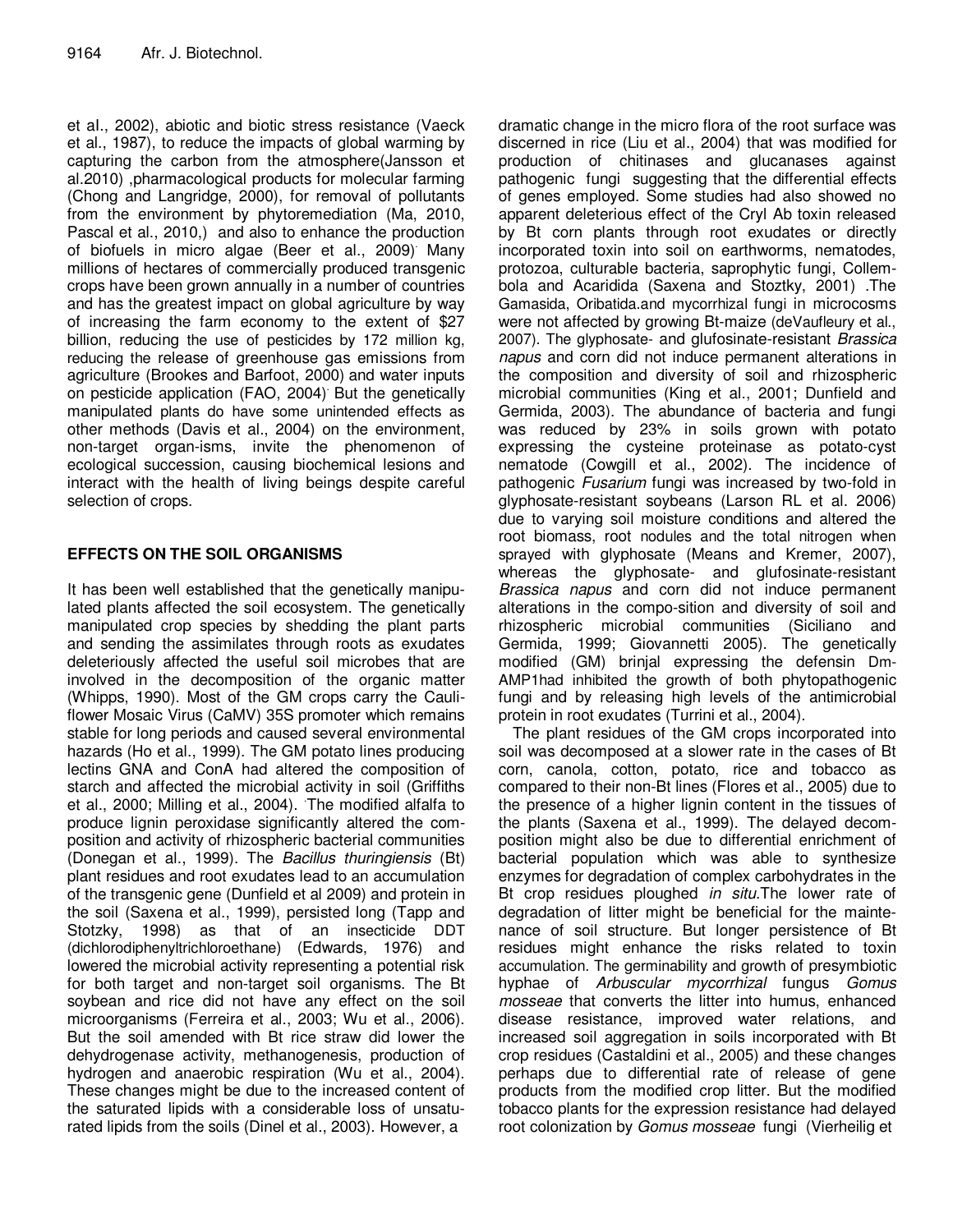et al., 2002), abiotic and biotic stress resistance (Vaeck et al., 1987), to reduce the impacts of global warming by capturing the carbon from the atmosphere(Jansson et al.2010) ,pharmacological products for molecular farming (Chong and Langridge, 2000), for removal of pollutants from the environment by phytoremediation (Ma, 2010, Pascal et al., 2010,) and also to enhance the production of biofuels in micro algae (Beer et al., 2009). Many millions of hectares of commercially produced transgenic crops have been grown annually in a number of countries and has the greatest impact on global agriculture by way of increasing the farm economy to the extent of $27 billion, reducing the use of pesticides by 172 million kg, reducing the release of greenhouse gas emissions from agriculture (Brookes and Barfoot, 2000) and water inputs on pesticide application (FAO, 2004). But the genetically manipulated plants do have some unintended effects as other methods (Davis et al., 2004) on the environment, non-target organ-isms, invite the phenomenon of ecological succession, causing biochemical lesions and interact with the health of living beings despite careful selection of crops.

## EFFECTS ON THE SOIL ORGANISMS

It has been well established that the genetically manipulated plants affected the soil ecosystem. The genetically manipulated crop species by shedding the plant parts and sending the assimilates through roots as exudates deleteriously affected the useful soil microbes that are involved in the decomposition of the organic matter (Whipps, 1990). Most of the GM crops carry the Cauliflower Mosaic Virus (CaMV) 35S promoter which remains stable for long periods and caused several environmental hazards (Ho et al., 1999). The GM potato lines producing lectins GNA and ConA had altered the composition of starch and affected the microbial activity in soil (Griffiths et al., 2000; Milling et al., 2004). The modified alfalfa to produce lignin peroxidase significantly altered the composition and activity of rhizospheric bacterial communities (Donegan et al., 1999). The *Bacillus thuringiensis* (Bt) plant residues and root exudates lead to an accumulation of the transgenic gene (Dunfield et al 2009) and protein in the soil (Saxena et al., 1999), persisted long (Tapp and Stotzky, 1998) as that of an insecticide DDT (dichlorodiphenyltrichloroethane) (Edwards, 1976) and lowered the microbial activity representing a potential risk for both target and non-target soil organisms. The Bt soybean and rice did not have any effect on the soil microorganisms (Ferreira et al., 2003; Wu et al., 2006). But the soil amended with Bt rice straw did lower the dehydrogenase activity, methanogenesis, production of hydrogen and anaerobic respiration (Wu et al., 2004). These changes might be due to the increased content of the saturated lipids with a considerable loss of unsaturated lipids from the soils (Dinel et al., 2003). However, a dramatic change in the micro flora of the root surface was discerned in rice (Liu et al., 2004) that was modified for production of chitinases and glucanases against pathogenic fungi suggesting that the differential effects of genes employed. Some studies had also showed no apparent deleterious effect of the Cryl Ab toxin released by Bt corn plants through root exudates or directly incorporated toxin into soil on earthworms, nematodes, protozoa, culturable bacteria, saprophytic fungi, Collembola and Acaridida (Saxena and Stoztky, 2001) .The Gamasida, Oribatida.and mycorrhizal fungi in microcosms were not affected by growing Bt-maize (deVaufleury et al., 2007). The glyphosate- and glufosinate-resistant *Brassica napus* and corn did not induce permanent alterations in the composition and diversity of soil and rhizospheric microbial communities (King et al., 2001; Dunfield and Germida, 2003). The abundance of bacteria and fungi was reduced by 23% in soils grown with potato expressing the cysteine proteinase as potato-cyst nematode (Cowgill et al., 2002). The incidence of pathogenic *Fusarium* fungi was increased by two-fold in glyphosate-resistant soybeans (Larson RL et al. 2006) due to varying soil moisture conditions and altered the root biomass, root nodules and the total nitrogen when sprayed with glyphosate (Means and Kremer, 2007), whereas the glyphosate- and glufosinate-resistant *Brassica napus* and corn did not induce permanent alterations in the compo-sition and diversity of soil and rhizospheric microbial communities (Siciliano and Germida, 1999; Giovannetti 2005). The genetically modified (GM) brinjal expressing the defensin Dm-AMP1had inhibited the growth of both phytopathogenic fungi and by releasing high levels of the antimicrobial protein in root exudates (Turrini et al., 2004).

The plant residues of the GM crops incorporated into soil was decomposed at a slower rate in the cases of Bt corn, canola, cotton, potato, rice and tobacco as compared to their non-Bt lines (Flores et al., 2005) due to the presence of a higher lignin content in the tissues of the plants (Saxena et al., 1999). The delayed decomposition might also be due to differential enrichment of bacterial population which was able to synthesize enzymes for degradation of complex carbohydrates in the Bt crop residues ploughed *in situ*.The lower rate of degradation of litter might be beneficial for the maintenance of soil structure. But longer persistence of Bt residues might enhance the risks related to toxin accumulation. The germinability and growth of presymbiotic hyphae of *Arbuscular mycorrhizal* fungus *Gomus mosseae* that converts the litter into humus, enhanced disease resistance, improved water relations, and increased soil aggregation in soils incorporated with Bt crop residues (Castaldini et al., 2005) and these changes perhaps due to differential rate of release of gene products from the modified crop litter. But the modified tobacco plants for the expression resistance had delayed root colonization by *Gomus mosseae* fungi (Vierheilig et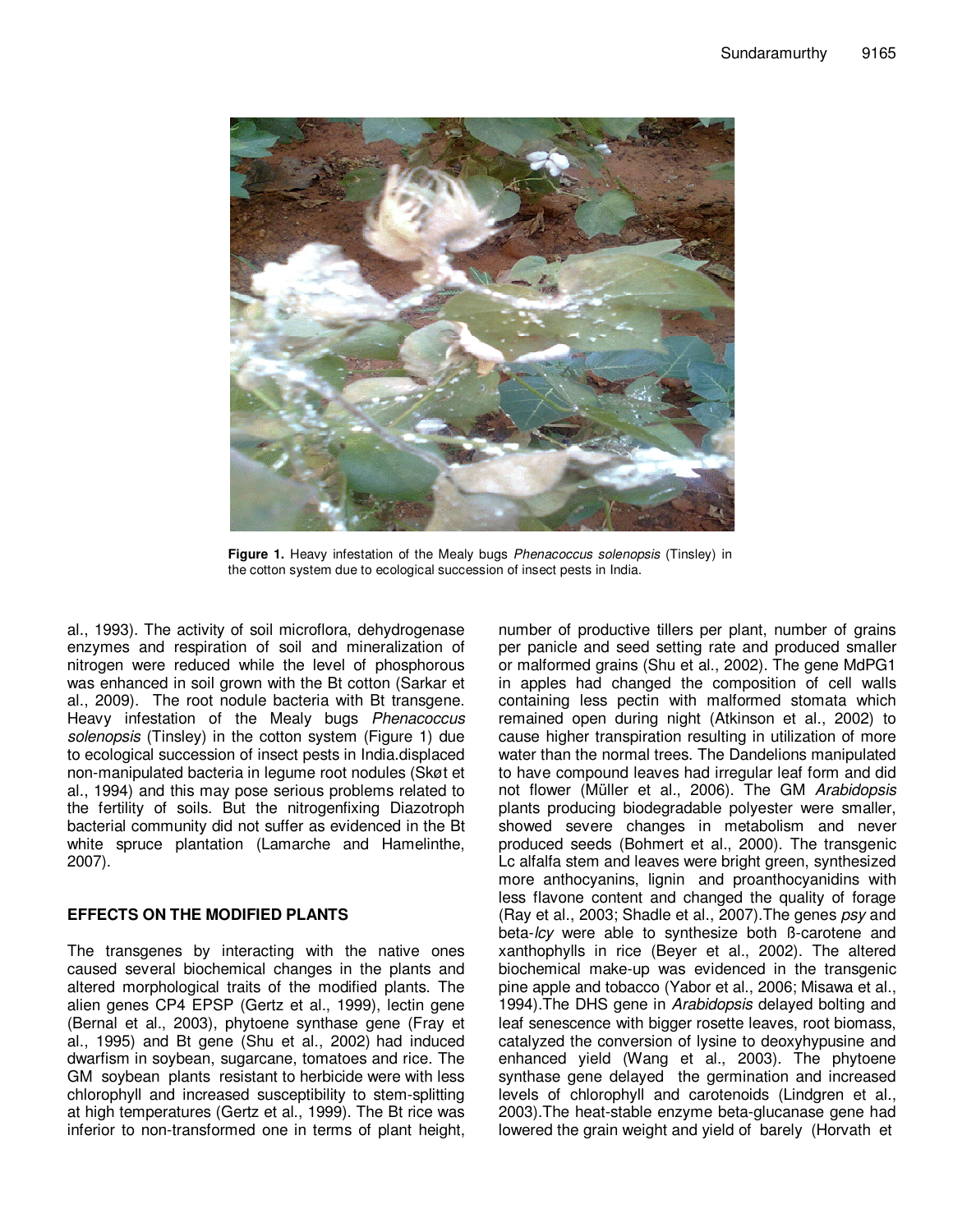**Figure 1.** Heavy infestation of the Mealy bugs *Phenacoccus solenopsis* (Tinsley) in the cotton system due to ecological succession of insect pests in India.

al., 1993). The activity of soil microflora, dehydrogenase enzymes and respiration of soil and mineralization of nitrogen were reduced while the level of phosphorous was enhanced in soil grown with the Bt cotton (Sarkar et al., 2009). The root nodule bacteria with Bt transgene. Heavy infestation of the Mealy bugs *Phenacoccus solenopsis* (Tinsley) in the cotton system (Figure 1) due to ecological succession of insect pests in India.displaced non-manipulated bacteria in legume root nodules (Skøt et al., 1994) and this may pose serious problems related to the fertility of soils. But the nitrogenfixing Diazotroph bacterial community did not suffer as evidenced in the Bt white spruce plantation (Lamarche and Hamelinthe, 2007).

## EFFECTS ON THE MODIFIED PLANTS

The transgenes by interacting with the native ones caused several biochemical changes in the plants and altered morphological traits of the modified plants. The alien genes CP4 EPSP (Gertz et al., 1999), lectin gene (Bernal et al., 2003), phytoene synthase gene (Fray et al., 1995) and Bt gene (Shu et al., 2002) had induced dwarfism in soybean, sugarcane, tomatoes and rice. The GM soybean plants resistant to herbicide were with less chlorophyll and increased susceptibility to stem-splitting at high temperatures (Gertz et al., 1999). The Bt rice was inferior to non-transformed one in terms of plant height, number of productive tillers per plant, number of grains per panicle and seed setting rate and produced smaller or malformed grains (Shu et al., 2002). The gene MdPG1 in apples had changed the composition of cell walls containing less pectin with malformed stomata which remained open during night (Atkinson et al., 2002) to cause higher transpiration resulting in utilization of more water than the normal trees. The Dandelions manipulated to have compound leaves had irregular leaf form and did not flower (Müller et al., 2006). The GM *Arabidopsis* plants producing biodegradable polyester were smaller, showed severe changes in metabolism and never produced seeds (Bohmert et al., 2000). The transgenic Lc alfalfa stem and leaves were bright green, synthesized more anthocyanins, lignin and proanthocyanidins with less flavone content and changed the quality of forage (Ray et al., 2003; Shadle et al., 2007).The genes *psy* and beta-*lcy* were able to synthesize both ß-carotene and xanthophylls in rice (Beyer et al., 2002). The altered biochemical make-up was evidenced in the transgenic pine apple and tobacco (Yabor et al., 2006; Misawa et al., 1994).The DHS gene in *Arabidopsis* delayed bolting and leaf senescence with bigger rosette leaves, root biomass, catalyzed the conversion of lysine to deoxyhypusine and enhanced yield (Wang et al., 2003). The phytoene synthase gene delayed the germination and increased levels of chlorophyll and carotenoids (Lindgren et al., 2003).The heat-stable enzyme beta-glucanase gene had lowered the grain weight and yield of barely (Horvath et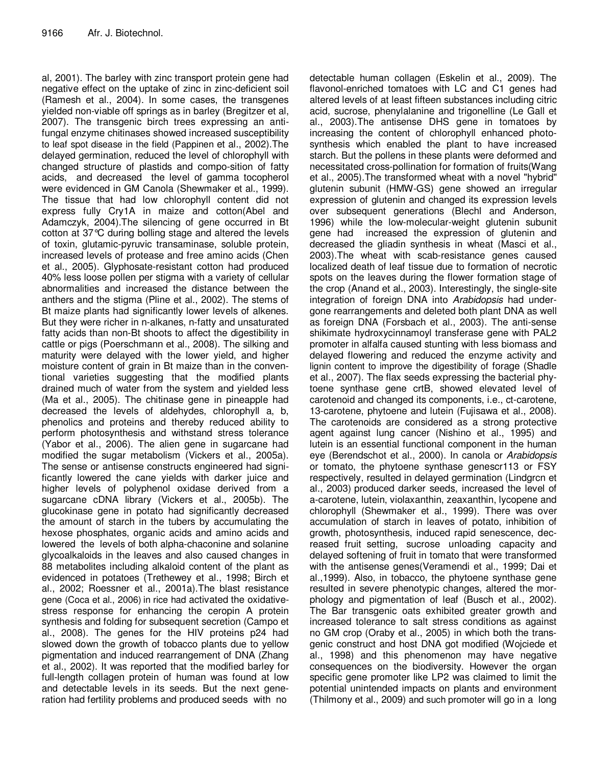al, 2001). The barley with zinc transport protein gene had negative effect on the uptake of zinc in zinc-deficient soil (Ramesh et al., 2004). In some cases, the transgenes yielded non-viable off springs as in barley (Bregitzer et al, 2007). The transgenic birch trees expressing an anti-fungal enzyme chitinases showed increased susceptibility to leaf spot disease in the field (Pappinen et al., 2002).The delayed germination, reduced the level of chlorophyll with changed structure of plastids and compo-sition of fatty acids, and decreased the level of gamma tocopherol were evidenced in GM Canola (Shewmaker et al., 1999). The tissue that had low chlorophyll content did not express fully Cry1A in maize and cotton(Abel and Adamczyk, 2004).The silencing of gene occurred in Bt cotton at 37°C during bolling stage and altered the levels of toxin, glutamic-pyruvic transaminase, soluble protein, increased levels of protease and free amino acids (Chen et al., 2005). Glyphosate-resistant cotton had produced 40% less loose pollen per stigma with a variety of cellular abnormalities and increased the distance between the anthers and the stigma (Pline et al., 2002). The stems of Bt maize plants had significantly lower levels of alkenes. But they were richer in n-alkanes, n-fatty and unsaturated fatty acids than non-Bt shoots to affect the digestibility in cattle or pigs (Poerschmann et al., 2008). The silking and maturity were delayed with the lower yield, and higher moisture content of grain in Bt maize than in the conventional varieties suggesting that the modified plants drained much of water from the system and yielded less (Ma et al., 2005). The chitinase gene in pineapple had decreased the levels of aldehydes, chlorophyll a, b, phenolics and proteins and thereby reduced ability to perform photosynthesis and withstand stress tolerance (Yabor et al., 2006). The alien gene in sugarcane had modified the sugar metabolism (Vickers et al., 2005a). The sense or antisense constructs engineered had significantly lowered the cane yields with darker juice and higher levels of polyphenol oxidase derived from a sugarcane cDNA library (Vickers et al., 2005b). The glucokinase gene in potato had significantly decreased the amount of starch in the tubers by accumulating the hexose phosphates, organic acids and amino acids and lowered the levels of both alpha-chaconine and solanine glycoalkaloids in the leaves and also caused changes in 88 metabolites including alkaloid content of the plant as evidenced in potatoes (Trethewey et al., 1998; Birch et al., 2002; Roessner et al., 2001a).The blast resistance gene (Coca et al., 2006) in rice had activated the oxidative-stress response for enhancing the ceropin A protein synthesis and folding for subsequent secretion (Campo et al., 2008). The genes for the HIV proteins p24 had slowed down the growth of tobacco plants due to yellow pigmentation and induced rearrangement of DNA (Zhang et al., 2002). It was reported that the modified barley for full-length collagen protein of human was found at low and detectable levels in its seeds. But the next generation had fertility problems and produced seeds with no detectable human collagen (Eskelin et al., 2009). The flavonol-enriched tomatoes with LC and C1 genes had altered levels of at least fifteen substances including citric acid, sucrose, phenylalanine and trigonelline (Le Gall et al., 2003).The antisense DHS gene in tomatoes by increasing the content of chlorophyll enhanced photosynthesis which enabled the plant to have increased starch. But the pollens in these plants were deformed and necessitated cross-pollination for formation of fruits(Wang et al., 2005).The transformed wheat with a novel "hybrid" glutenin subunit (HMW-GS) gene showed an irregular expression of glutenin and changed its expression levels over subsequent generations (Blechl and Anderson, 1996) while the low-molecular-weight glutenin subunit gene had increased the expression of glutenin and decreased the gliadin synthesis in wheat (Masci et al., 2003).The wheat with scab-resistance genes caused localized death of leaf tissue due to formation of necrotic spots on the leaves during the flower formation stage of the crop (Anand et al., 2003). Interestingly, the single-site integration of foreign DNA into *Arabidopsis* had undergone rearrangements and deleted both plant DNA as well as foreign DNA (Forsbach et al., 2003). The anti-sense shikimate hydroxycinnamoyl transferase gene with PAL2 promoter in alfalfa caused stunting with less biomass and delayed flowering and reduced the enzyme activity and lignin content to improve the digestibility of forage (Shadle et al., 2007). The flax seeds expressing the bacterial phytoene synthase gene crtB, showed elevated level of carotenoid and changed its components, i.e., ct-carotene, 13-carotene, phytoene and lutein (Fujisawa et al., 2008). The carotenoids are considered as a strong protective agent against lung cancer (Nishino et al., 1995) and lutein is an essential functional component in the human eye (Berendschot et al., 2000). In canola or *Arabidopsis* or tomato, the phytoene synthase genescr113 or FSY respectively, resulted in delayed germination (Lindgrcn et al., 2003) produced darker seeds, increased the level of a-carotene, lutein, violaxanthin, zeaxanthin, lycopene and chlorophyll (Shewmaker et al., 1999). There was over accumulation of starch in leaves of potato, inhibition of growth, photosynthesis, induced rapid senescence, decreased fruit setting, sucrose unloading capacity and delayed softening of fruit in tomato that were transformed with the antisense genes(Veramendi et al., 1999; Dai et al.,1999). Also, in tobacco, the phytoene synthase gene resulted in severe phenotypic changes, altered the morphology and pigmentation of leaf (Busch et al., 2002). The Bar transgenic oats exhibited greater growth and increased tolerance to salt stress conditions as against no GM crop (Oraby et al., 2005) in which both the transgenic construct and host DNA got modified (Wojciede et al., 1998) and this phenomenon may have negative consequences on the biodiversity. However the organ specific gene promoter like LP2 was claimed to limit the potential unintended impacts on plants and environment (Thilmony et al., 2009) and such promoter will go in a long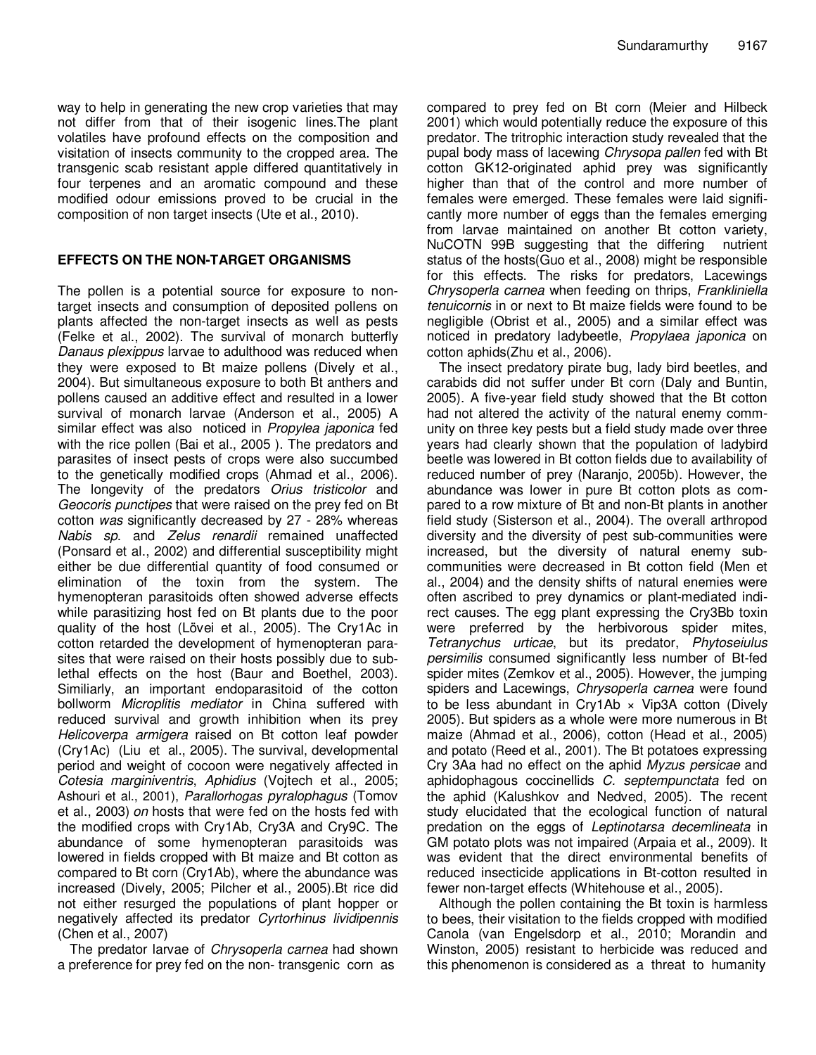way to help in generating the new crop varieties that may not differ from that of their isogenic lines.The plant volatiles have profound effects on the composition and visitation of insects community to the cropped area. The transgenic scab resistant apple differed quantitatively in four terpenes and an aromatic compound and these modified odour emissions proved to be crucial in the composition of non target insects (Ute et al., 2010).

## EFFECTS ON THE NON-TARGET ORGANISMS

The pollen is a potential source for exposure to non-target insects and consumption of deposited pollens on plants affected the non-target insects as well as pests (Felke et al., 2002). The survival of monarch butterfly *Danaus plexippus* larvae to adulthood was reduced when they were exposed to Bt maize pollens (Dively et al., 2004). But simultaneous exposure to both Bt anthers and pollens caused an additive effect and resulted in a lower survival of monarch larvae (Anderson et al., 2005) A similar effect was also noticed in *Propylea japonica* fed with the rice pollen (Bai et al., 2005 ). The predators and parasites of insect pests of crops were also succumbed to the genetically modified crops (Ahmad et al., 2006). The longevity of the predators *Orius tristicolor* and *Geocoris punctipes* that were raised on the prey fed on Bt cotton *was* significantly decreased by 27 - 28% whereas *Nabis sp*. and *Zelus renardii* remained unaffected (Ponsard et al., 2002) and differential susceptibility might either be due differential quantity of food consumed or elimination of the toxin from the system. The hymenopteran parasitoids often showed adverse effects while parasitizing host fed on Bt plants due to the poor quality of the host (Lövei et al., 2005). The Cry1Ac in cotton retarded the development of hymenopteran parasites that were raised on their hosts possibly due to sub-lethal effects on the host (Baur and Boethel, 2003). Similiarly, an important endoparasitoid of the cotton bollworm *Microplitis mediator* in China suffered with reduced survival and growth inhibition when its prey *Helicoverpa armigera* raised on Bt cotton leaf powder (Cry1Ac) (Liu et al., 2005). The survival, developmental period and weight of cocoon were negatively affected in *Cotesia marginiventris*, *Aphidius* (Vojtech et al., 2005; Ashouri et al., 2001), *Parallorhogas pyralophagus* (Tomov et al., 2003) *on* hosts that were fed on the hosts fed with the modified crops with Cry1Ab, Cry3A and Cry9C. The abundance of some hymenopteran parasitoids was lowered in fields cropped with Bt maize and Bt cotton as compared to Bt corn (Cry1Ab), where the abundance was increased (Dively, 2005; Pilcher et al., 2005).Bt rice did not either resurged the populations of plant hopper or negatively affected its predator *Cyrtorhinus lividipennis* (Chen et al., 2007)

The predator larvae of *Chrysoperla carnea* had shown a preference for prey fed on the non- transgenic corn as compared to prey fed on Bt corn (Meier and Hilbeck 2001) which would potentially reduce the exposure of this predator. The tritrophic interaction study revealed that the pupal body mass of lacewing *Chrysopa pallen* fed with Bt cotton GK12-originated aphid prey was significantly higher than that of the control and more number of females were emerged. These females were laid significantly more number of eggs than the females emerging from larvae maintained on another Bt cotton variety, NuCOTN 99B suggesting that the differing nutrient status of the hosts(Guo et al., 2008) might be responsible for this effects. The risks for predators, Lacewings *Chrysoperla carnea* when feeding on thrips, *Frankliniella tenuicornis* in or next to Bt maize fields were found to be negligible (Obrist et al., 2005) and a similar effect was noticed in predatory ladybeetle, *Propylaea japonica* on cotton aphids(Zhu et al., 2006).

The insect predatory pirate bug, lady bird beetles, and carabids did not suffer under Bt corn (Daly and Buntin, 2005). A five-year field study showed that the Bt cotton had not altered the activity of the natural enemy community on three key pests but a field study made over three years had clearly shown that the population of ladybird beetle was lowered in Bt cotton fields due to availability of reduced number of prey (Naranjo, 2005b). However, the abundance was lower in pure Bt cotton plots as compared to a row mixture of Bt and non-Bt plants in another field study (Sisterson et al., 2004). The overall arthropod diversity and the diversity of pest sub-communities were increased, but the diversity of natural enemy sub-communities were decreased in Bt cotton field (Men et al., 2004) and the density shifts of natural enemies were often ascribed to prey dynamics or plant-mediated indirect causes. The egg plant expressing the Cry3Bb toxin were preferred by the herbivorous spider mites, *Tetranychus urticae*, but its predator, *Phytoseiulus persimilis* consumed significantly less number of Bt-fed spider mites (Zemkov et al., 2005). However, the jumping spiders and Lacewings, *Chrysoperla carnea* were found to be less abundant in Cry1Ab × Vip3A cotton (Dively 2005). But spiders as a whole were more numerous in Bt maize (Ahmad et al., 2006), cotton (Head et al., 2005) and potato (Reed et al., 2001). The Bt potatoes expressing Cry 3Aa had no effect on the aphid *Myzus persicae* and aphidophagous coccinellids *C. septempunctata* fed on the aphid (Kalushkov and Nedved, 2005). The recent study elucidated that the ecological function of natural predation on the eggs of *Leptinotarsa decemlineata* in GM potato plots was not impaired (Arpaia et al., 2009). It was evident that the direct environmental benefits of reduced insecticide applications in Bt-cotton resulted in fewer non-target effects (Whitehouse et al., 2005).

Although the pollen containing the Bt toxin is harmless to bees, their visitation to the fields cropped with modified Canola (van Engelsdorp et al., 2010; Morandin and Winston, 2005) resistant to herbicide was reduced and this phenomenon is considered as a threat to humanity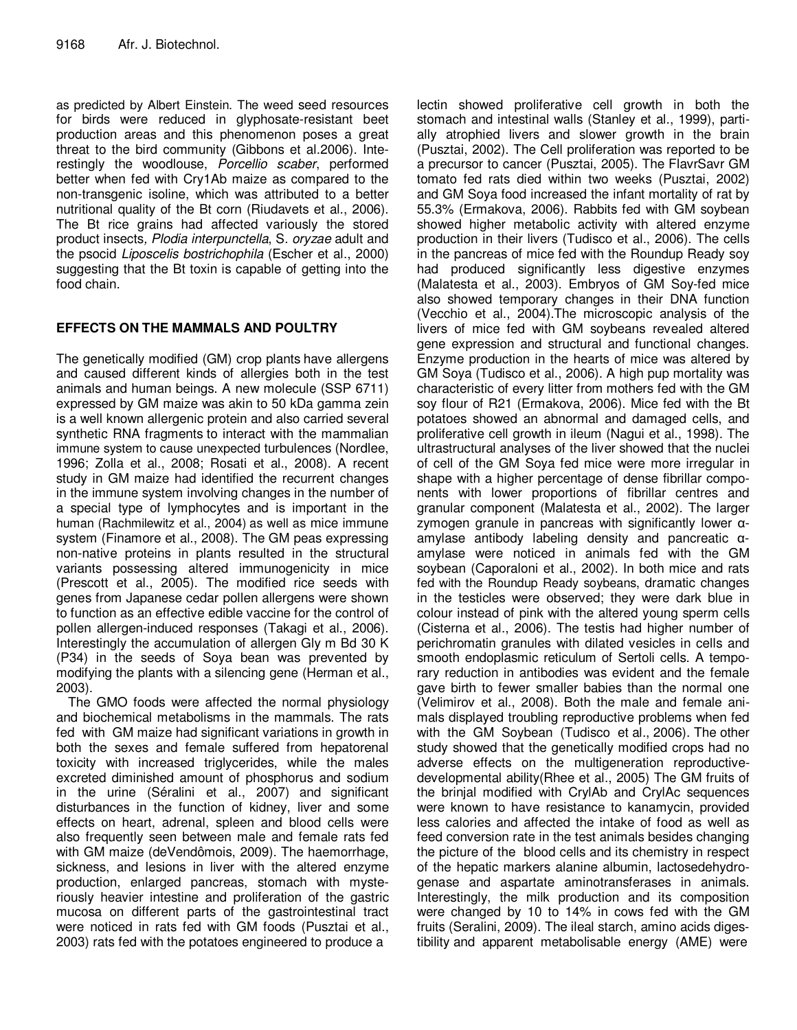as predicted by Albert Einstein. The weed seed resources for birds were reduced in glyphosate-resistant beet production areas and this phenomenon poses a great threat to the bird community (Gibbons et al.2006). Interestingly the woodlouse, *Porcellio scaber*, performed better when fed with Cry1Ab maize as compared to the non-transgenic isoline, which was attributed to a better nutritional quality of the Bt corn (Riudavets et al., 2006). The Bt rice grains had affected variously the stored product insects*, Plodia interpunctella*, S. *oryzae* adult and the psocid *Liposcelis bostrichophila* (Escher et al., 2000) suggesting that the Bt toxin is capable of getting into the food chain.

## EFFECTS ON THE MAMMALS AND POULTRY

The genetically modified (GM) crop plants have allergens and caused different kinds of allergies both in the test animals and human beings. A new molecule (SSP 6711) expressed by GM maize was akin to 50 kDa gamma zein is a well known allergenic protein and also carried several synthetic RNA fragments to interact with the mammalian immune system to cause unexpected turbulences (Nordlee, 1996; Zolla et al., 2008; Rosati et al., 2008). A recent study in GM maize had identified the recurrent changes in the immune system involving changes in the number of a special type of lymphocytes and is important in the human (Rachmilewitz et al., 2004) as well as mice immune system (Finamore et al., 2008). The GM peas expressing non-native proteins in plants resulted in the structural variants possessing altered immunogenicity in mice (Prescott et al., 2005). The modified rice seeds with genes from Japanese cedar pollen allergens were shown to function as an effective edible vaccine for the control of pollen allergen-induced responses (Takagi et al., 2006). Interestingly the accumulation of allergen Gly m Bd 30 K (P34) in the seeds of Soya bean was prevented by modifying the plants with a silencing gene (Herman et al., 2003).

The GMO foods were affected the normal physiology and biochemical metabolisms in the mammals. The rats fed with GM maize had significant variations in growth in both the sexes and female suffered from hepatorenal toxicity with increased triglycerides, while the males excreted diminished amount of phosphorus and sodium in the urine (Séralini et al., 2007) and significant disturbances in the function of kidney, liver and some effects on heart, adrenal, spleen and blood cells were also frequently seen between male and female rats fed with GM maize (deVendômois, 2009). The haemorrhage, sickness, and lesions in liver with the altered enzyme production, enlarged pancreas, stomach with mysteriously heavier intestine and proliferation of the gastric mucosa on different parts of the gastrointestinal tract were noticed in rats fed with GM foods (Pusztai et al., 2003) rats fed with the potatoes engineered to produce a lectin showed proliferative cell growth in both the stomach and intestinal walls (Stanley et al., 1999), partially atrophied livers and slower growth in the brain (Pusztai, 2002). The Cell proliferation was reported to be a precursor to cancer (Pusztai, 2005). The FlavrSavr GM tomato fed rats died within two weeks (Pusztai, 2002) and GM Soya food increased the infant mortality of rat by 55.3% (Ermakova, 2006). Rabbits fed with GM soybean showed higher metabolic activity with altered enzyme production in their livers (Tudisco et al., 2006). The cells in the pancreas of mice fed with the Roundup Ready soy had produced significantly less digestive enzymes (Malatesta et al., 2003). Embryos of GM Soy-fed mice also showed temporary changes in their DNA function (Vecchio et al., 2004).The microscopic analysis of the livers of mice fed with GM soybeans revealed altered gene expression and structural and functional changes. Enzyme production in the hearts of mice was altered by GM Soya (Tudisco et al., 2006). A high pup mortality was characteristic of every litter from mothers fed with the GM soy flour of R21 (Ermakova, 2006). Mice fed with the Bt potatoes showed an abnormal and damaged cells, and proliferative cell growth in ileum (Nagui et al., 1998). The ultrastructural analyses of the liver showed that the nuclei of cell of the GM Soya fed mice were more irregular in shape with a higher percentage of dense fibrillar components with lower proportions of fibrillar centres and granular component (Malatesta et al., 2002). The larger zymogen granule in pancreas with significantly lower α-amylase antibody labeling density and pancreatic α-amylase were noticed in animals fed with the GM soybean (Caporaloni et al., 2002). In both mice and rats fed with the Roundup Ready soybeans, dramatic changes in the testicles were observed; they were dark blue in colour instead of pink with the altered young sperm cells (Cisterna et al., 2006). The testis had higher number of perichromatin granules with dilated vesicles in cells and smooth endoplasmic reticulum of Sertoli cells. A temporary reduction in antibodies was evident and the female gave birth to fewer smaller babies than the normal one (Velimirov et al., 2008). Both the male and female animals displayed troubling reproductive problems when fed with the GM Soybean (Tudisco et al., 2006). The other study showed that the genetically modified crops had no adverse effects on the multigeneration reproductive-developmental ability(Rhee et al., 2005) The GM fruits of the brinjal modified with CrylAb and CrylAc sequences were known to have resistance to kanamycin, provided less calories and affected the intake of food as well as feed conversion rate in the test animals besides changing the picture of the blood cells and its chemistry in respect of the hepatic markers alanine albumin, lactosedehydrogenase and aspartate aminotransferases in animals. Interestingly, the milk production and its composition were changed by 10 to 14% in cows fed with the GM fruits (Seralini, 2009). The ileal starch, amino acids digestibility and apparent metabolisable energy (AME) were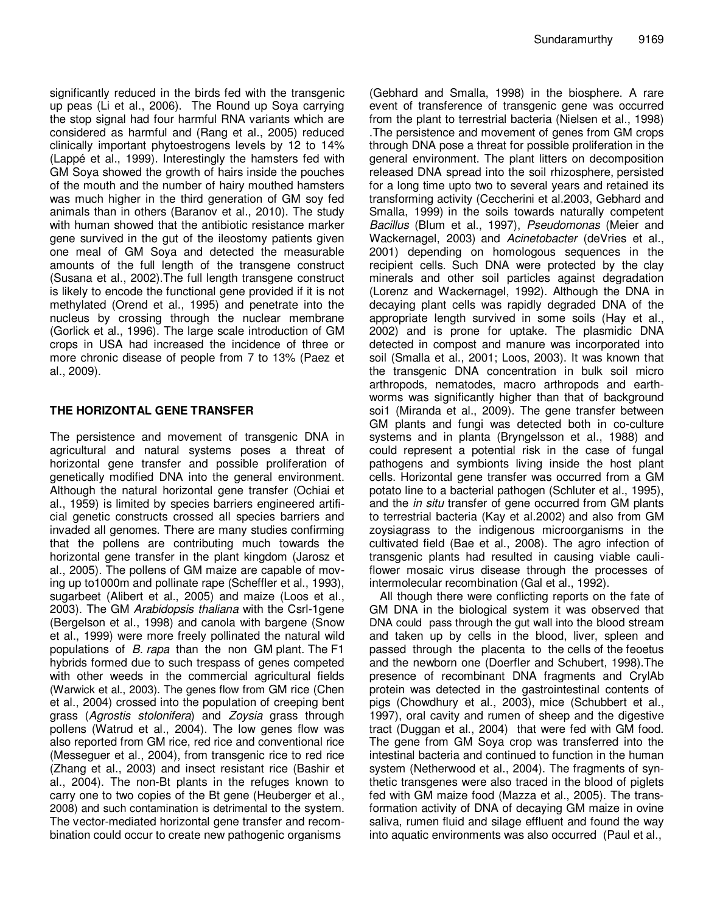significantly reduced in the birds fed with the transgenic up peas (Li et al., 2006). The Round up Soya carrying the stop signal had four harmful RNA variants which are considered as harmful and (Rang et al., 2005) reduced clinically important phytoestrogens levels by 12 to 14% (Lappé et al., 1999). Interestingly the hamsters fed with GM Soya showed the growth of hairs inside the pouches of the mouth and the number of hairy mouthed hamsters was much higher in the third generation of GM soy fed animals than in others (Baranov et al., 2010). The study with human showed that the antibiotic resistance marker gene survived in the gut of the ileostomy patients given one meal of GM Soya and detected the measurable amounts of the full length of the transgene construct (Susana et al., 2002).The full length transgene construct is likely to encode the functional gene provided if it is not methylated (Orend et al., 1995) and penetrate into the nucleus by crossing through the nuclear membrane (Gorlick et al., 1996). The large scale introduction of GM crops in USA had increased the incidence of three or more chronic disease of people from 7 to 13% (Paez et al., 2009).

## THE HORIZONTAL GENE TRANSFER

The persistence and movement of transgenic DNA in agricultural and natural systems poses a threat of horizontal gene transfer and possible proliferation of genetically modified DNA into the general environment. Although the natural horizontal gene transfer (Ochiai et al., 1959) is limited by species barriers engineered artificial genetic constructs crossed all species barriers and invaded all genomes. There are many studies confirming that the pollens are contributing much towards the horizontal gene transfer in the plant kingdom (Jarosz et al., 2005). The pollens of GM maize are capable of moving up to1000m and pollinate rape (Scheffler et al., 1993), sugarbeet (Alibert et al., 2005) and maize (Loos et al., 2003). The GM *Arabidopsis thaliana* with the Csrl-1gene (Bergelson et al., 1998) and canola with bargene (Snow et al., 1999) were more freely pollinated the natural wild populations of *B. rapa* than the non GM plant. The F1 hybrids formed due to such trespass of genes competed with other weeds in the commercial agricultural fields (Warwick et al., 2003). The genes flow from GM rice (Chen et al., 2004) crossed into the population of creeping bent grass (*Agrostis stolonifera*) and *Zoysia* grass through pollens (Watrud et al., 2004). The low genes flow was also reported from GM rice, red rice and conventional rice (Messeguer et al., 2004), from transgenic rice to red rice (Zhang et al., 2003) and insect resistant rice (Bashir et al., 2004). The non-Bt plants in the refuges known to carry one to two copies of the Bt gene (Heuberger et al., 2008) and such contamination is detrimental to the system. The vector-mediated horizontal gene transfer and recombination could occur to create new pathogenic organisms (Gebhard and Smalla, 1998) in the biosphere. A rare event of transference of transgenic gene was occurred from the plant to terrestrial bacteria (Nielsen et al., 1998) .The persistence and movement of genes from GM crops through DNA pose a threat for possible proliferation in the general environment. The plant litters on decomposition released DNA spread into the soil rhizosphere, persisted for a long time upto two to several years and retained its transforming activity (Ceccherini et al.2003, Gebhard and Smalla, 1999) in the soils towards naturally competent *Bacillus* (Blum et al., 1997), *Pseudomonas* (Meier and Wackernagel, 2003) and *Acinetobacter* (deVries et al., 2001) depending on homologous sequences in the recipient cells. Such DNA were protected by the clay minerals and other soil particles against degradation (Lorenz and Wackernagel, 1992). Although the DNA in decaying plant cells was rapidly degraded DNA of the appropriate length survived in some soils (Hay et al., 2002) and is prone for uptake. The plasmidic DNA detected in compost and manure was incorporated into soil (Smalla et al., 2001; Loos, 2003). It was known that the transgenic DNA concentration in bulk soil micro arthropods, nematodes, macro arthropods and earthworms was significantly higher than that of background soi1 (Miranda et al., 2009). The gene transfer between GM plants and fungi was detected both in co-culture systems and in planta (Bryngelsson et al., 1988) and could represent a potential risk in the case of fungal pathogens and symbionts living inside the host plant cells. Horizontal gene transfer was occurred from a GM potato line to a bacterial pathogen (Schluter et al., 1995), and the *in situ* transfer of gene occurred from GM plants to terrestrial bacteria (Kay et al.2002) and also from GM zoysiagrass to the indigenous microorganisms in the cultivated field (Bae et al., 2008). The agro infection of transgenic plants had resulted in causing viable cauliflower mosaic virus disease through the processes of intermolecular recombination (Gal et al., 1992).

All though there were conflicting reports on the fate of GM DNA in the biological system it was observed that DNA could pass through the gut wall into the blood stream and taken up by cells in the blood, liver, spleen and passed through the placenta to the cells of the feoetus and the newborn one (Doerfler and Schubert, 1998).The presence of recombinant DNA fragments and CrylAb protein was detected in the gastrointestinal contents of pigs (Chowdhury et al., 2003), mice (Schubbert et al., 1997), oral cavity and rumen of sheep and the digestive tract (Duggan et al., 2004) that were fed with GM food. The gene from GM Soya crop was transferred into the intestinal bacteria and continued to function in the human system (Netherwood et al., 2004). The fragments of synthetic transgenes were also traced in the blood of piglets fed with GM maize food (Mazza et al., 2005). The transformation activity of DNA of decaying GM maize in ovine saliva, rumen fluid and silage effluent and found the way into aquatic environments was also occurred (Paul et al.,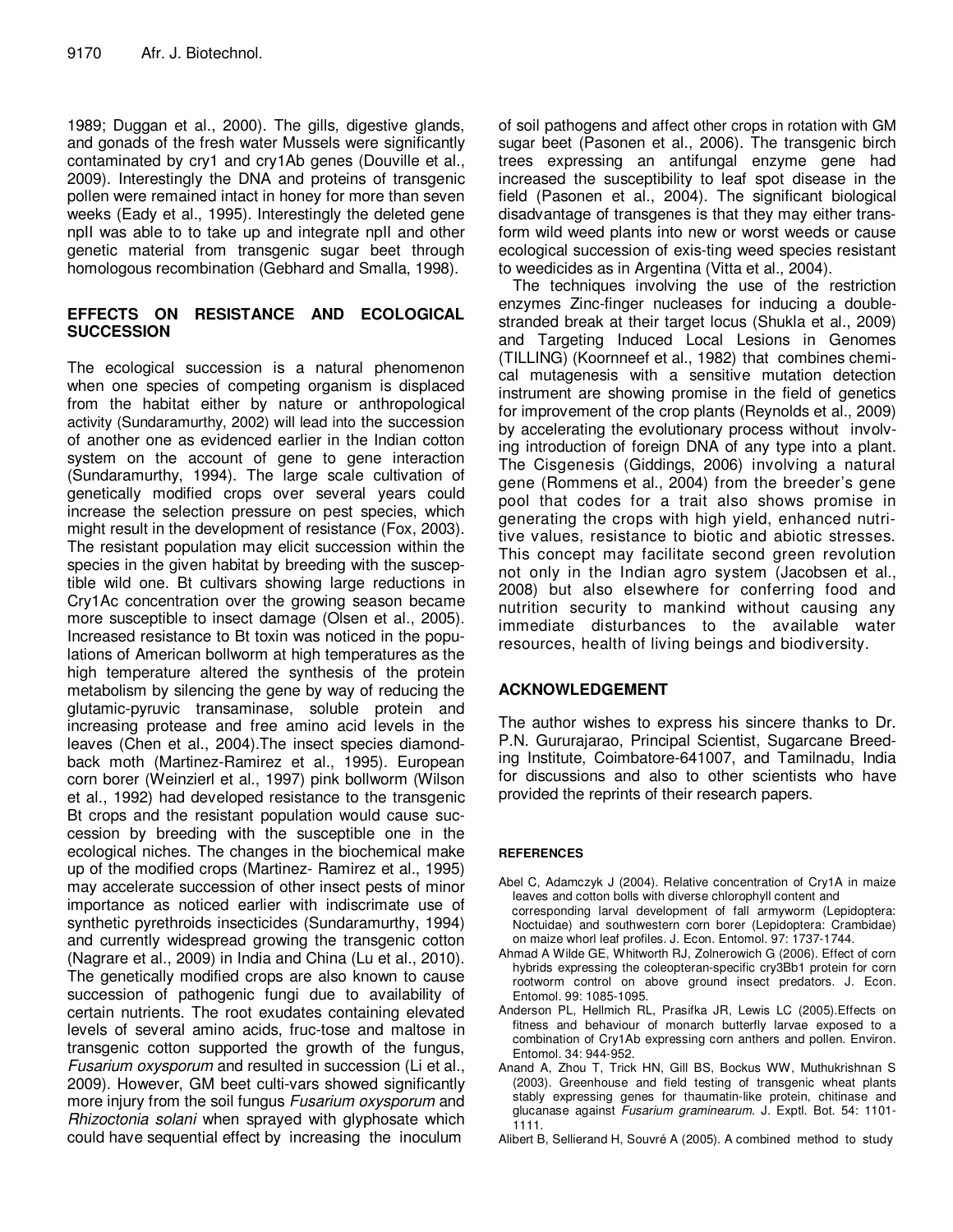1989; Duggan et al., 2000). The gills, digestive glands, and gonads of the fresh water Mussels were significantly contaminated by cry1 and cry1Ab genes (Douville et al., 2009). Interestingly the DNA and proteins of transgenic pollen were remained intact in honey for more than seven weeks (Eady et al., 1995). Interestingly the deleted gene npII was able to to take up and integrate npII and other genetic material from transgenic sugar beet through homologous recombination (Gebhard and Smalla, 1998).

## EFFECTS ON RESISTANCE AND ECOLOGICAL SUCCESSION

The ecological succession is a natural phenomenon when one species of competing organism is displaced from the habitat either by nature or anthropological activity (Sundaramurthy, 2002) will lead into the succession of another one as evidenced earlier in the Indian cotton system on the account of gene to gene interaction (Sundaramurthy, 1994). The large scale cultivation of genetically modified crops over several years could increase the selection pressure on pest species, which might result in the development of resistance (Fox, 2003). The resistant population may elicit succession within the species in the given habitat by breeding with the susceptible wild one. Bt cultivars showing large reductions in Cry1Ac concentration over the growing season became more susceptible to insect damage (Olsen et al., 2005). Increased resistance to Bt toxin was noticed in the populations of American bollworm at high temperatures as the high temperature altered the synthesis of the protein metabolism by silencing the gene by way of reducing the glutamic-pyruvic transaminase, soluble protein and increasing protease and free amino acid levels in the leaves (Chen et al., 2004).The insect species diamondback moth (Martinez-Ramirez et al., 1995). European corn borer (Weinzierl et al., 1997) pink bollworm (Wilson et al., 1992) had developed resistance to the transgenic Bt crops and the resistant population would cause succession by breeding with the susceptible one in the ecological niches. The changes in the biochemical make up of the modified crops (Martinez- Ramirez et al., 1995) may accelerate succession of other insect pests of minor importance as noticed earlier with indiscrimate use of synthetic pyrethroids insecticides (Sundaramurthy, 1994) and currently widespread growing the transgenic cotton (Nagrare et al., 2009) in India and China (Lu et al., 2010). The genetically modified crops are also known to cause succession of pathogenic fungi due to availability of certain nutrients. The root exudates containing elevated levels of several amino acids, fruc-tose and maltose in transgenic cotton supported the growth of the fungus, *Fusarium oxysporum* and resulted in succession (Li et al., 2009). However, GM beet culti-vars showed significantly more injury from the soil fungus *Fusarium oxysporum* and *Rhizoctonia solani* when sprayed with glyphosate which could have sequential effect by increasing the inoculum of soil pathogens and affect other crops in rotation with GM sugar beet (Pasonen et al., 2006). The transgenic birch trees expressing an antifungal enzyme gene had increased the susceptibility to leaf spot disease in the field (Pasonen et al., 2004). The significant biological disadvantage of transgenes is that they may either transform wild weed plants into new or worst weeds or cause ecological succession of exis-ting weed species resistant to weedicides as in Argentina (Vitta et al., 2004).

The techniques involving the use of the restriction enzymes Zinc-finger nucleases for inducing a double-stranded break at their target locus (Shukla et al., 2009) and Targeting Induced Local Lesions in Genomes (TILLING) (Koornneef et al., 1982) that combines chemical mutagenesis with a sensitive mutation detection instrument are showing promise in the field of genetics for improvement of the crop plants (Reynolds et al., 2009) by accelerating the evolutionary process without involving introduction of foreign DNA of any type into a plant. The Cisgenesis (Giddings, 2006) involving a natural gene (Rommens et al., 2004) from the breeder's gene pool that codes for a trait also shows promise in generating the crops with high yield, enhanced nutritive values, resistance to biotic and abiotic stresses. This concept may facilitate second green revolution not only in the Indian agro system (Jacobsen et al., 2008) but also elsewhere for conferring food and nutrition security to mankind without causing any immediate disturbances to the available water resources, health of living beings and biodiversity.

## ACKNOWLEDGEMENT

The author wishes to express his sincere thanks to Dr. P.N. Gururajarao, Principal Scientist, Sugarcane Breeding Institute, Coimbatore-641007, and Tamilnadu, India for discussions and also to other scientists who have provided the reprints of their research papers.

## REFERENCES

Abel C, Adamczyk J (2004). Relative concentration of Cry1A in maize leaves and cotton bolls with diverse chlorophyll content and corresponding larval development of fall armyworm (Lepidoptera: Noctuidae) and southwestern corn borer (Lepidoptera: Crambidae) on maize whorl leaf profiles. J. Econ. Entomol. 97: 1737-1744.

Ahmad A Wilde GE, Whitworth RJ, Zolnerowich G (2006). Effect of corn hybrids expressing the coleopteran-specific cry3Bb1 protein for corn rootworm control on above ground insect predators. J. Econ. Entomol. 99: 1085-1095.

Anderson PL, Hellmich RL, Prasifka JR, Lewis LC (2005).Effects on fitness and behaviour of monarch butterfly larvae exposed to a combination of Cry1Ab expressing corn anthers and pollen. Environ. Entomol. 34: 944-952.

Anand A, Zhou T, Trick HN, Gill BS, Bockus WW, Muthukrishnan S (2003). Greenhouse and field testing of transgenic wheat plants stably expressing genes for thaumatin-like protein, chitinase and glucanase against *Fusarium graminearum*. J. Exptl. Bot. 54: 1101-1111.

Alibert B, Sellierand H, Souvré A (2005). A combined method to study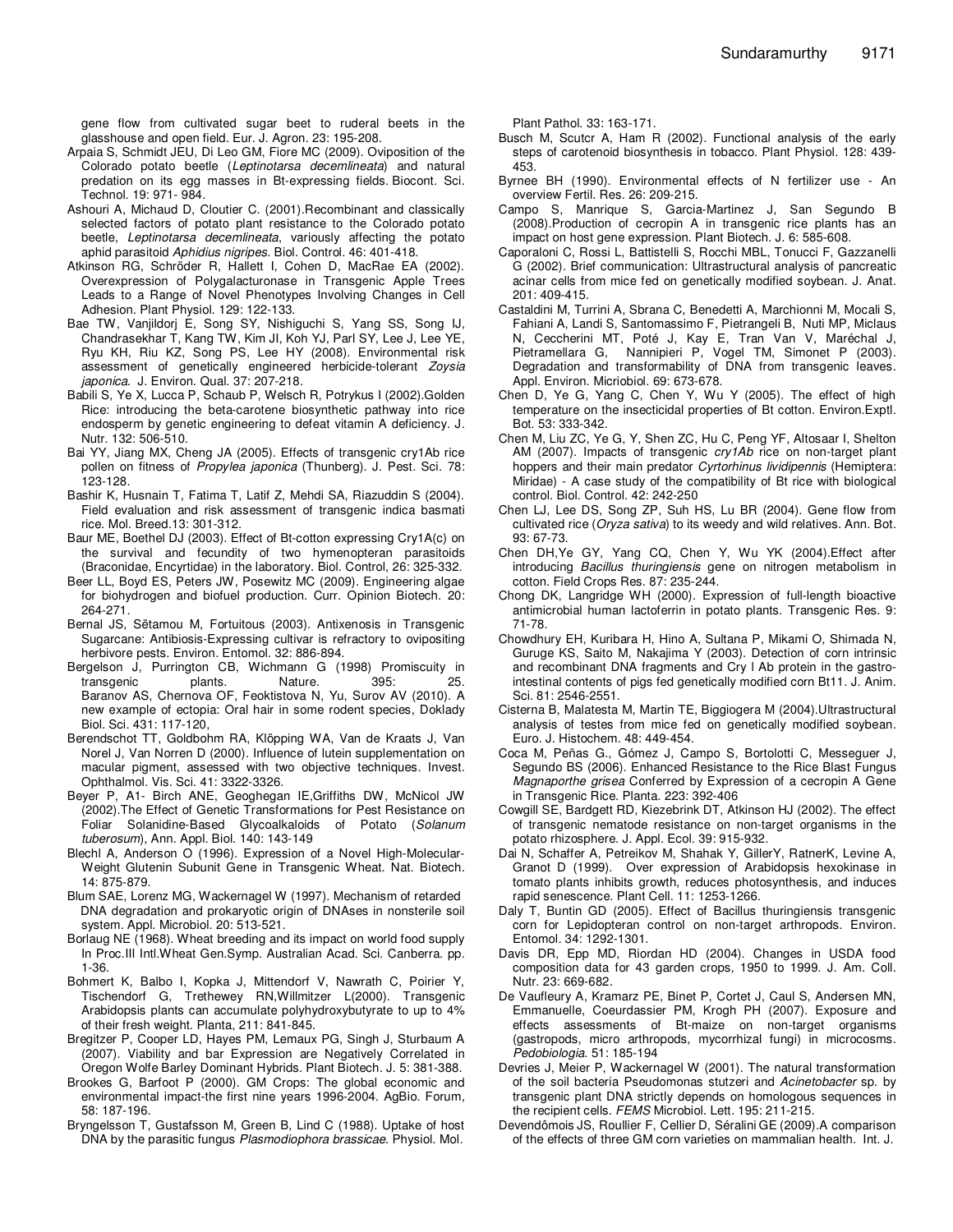gene flow from cultivated sugar beet to ruderal beets in the glasshouse and open field. Eur. J. Agron. 23: 195-208.

Arpaia S, Schmidt JEU, Di Leo GM, Fiore MC (2009). Oviposition of the Colorado potato beetle (*Leptinotarsa decemlineata*) and natural predation on its egg masses in Bt-expressing fields. Biocont. Sci. Technol. 19: 971- 984.

Ashouri A, Michaud D, Cloutier C. (2001).Recombinant and classically selected factors of potato plant resistance to the Colorado potato beetle, *Leptinotarsa decemlineata*, variously affecting the potato aphid parasitoid *Aphidius nigripes*. Biol. Control. 46: 401-418.

Atkinson RG, Schröder R, Hallett I, Cohen D, MacRae EA (2002). Overexpression of Polygalacturonase in Transgenic Apple Trees Leads to a Range of Novel Phenotypes Involving Changes in Cell Adhesion. Plant Physiol. 129: 122-133.

Bae TW, Vanjildorj E, Song SY, Nishiguchi S, Yang SS, Song IJ, Chandrasekhar T, Kang TW, Kim JI, Koh YJ, Parl SY, Lee J, Lee YE, Ryu KH, Riu KZ, Song PS, Lee HY (2008). Environmental risk assessment of genetically engineered herbicide-tolerant *Zoysia japonica*. J. Environ. Qual. 37: 207-218.

Babili S, Ye X, Lucca P, Schaub P, Welsch R, Potrykus I (2002).Golden Rice: introducing the beta-carotene biosynthetic pathway into rice endosperm by genetic engineering to defeat vitamin A deficiency. J. Nutr. 132: 506-510.

Bai YY, Jiang MX, Cheng JA (2005). Effects of transgenic cry1Ab rice pollen on fitness of *Propylea japonica* (Thunberg). J. Pest. Sci. 78: 123-128.

Bashir K, Husnain T, Fatima T, Latif Z, Mehdi SA, Riazuddin S (2004). Field evaluation and risk assessment of transgenic indica basmati rice. Mol. Breed.13: 301-312.

Baur ME, Boethel DJ (2003). Effect of Bt-cotton expressing Cry1A(c) on the survival and fecundity of two hymenopteran parasitoids (Braconidae, Encyrtidae) in the laboratory. Biol. Control, 26: 325-332.

Beer LL, Boyd ES, Peters JW, Posewitz MC (2009). Engineering algae for biohydrogen and biofuel production. Curr. Opinion Biotech. 20: 264-271.

Bernal JS, Sĕtamou M, Fortuitous (2003). Antixenosis in Transgenic Sugarcane: Antibiosis-Expressing cultivar is refractory to ovipositing herbivore pests. Environ. Entomol. 32: 886-894.

Bergelson J, Purrington CB, Wichmann G (1998) Promiscuity in transgenic plants. Nature. 395: 25. Baranov AS, Chernova OF, Feoktistova N, Yu, Surov AV (2010). A new example of ectopia: Oral hair in some rodent species, Doklady Biol. Sci. 431: 117-120,

Berendschot TT, Goldbohm RA, Klöpping WA, Van de Kraats J, Van Norel J, Van Norren D (2000). Influence of lutein supplementation on macular pigment, assessed with two objective techniques. Invest. Ophthalmol. Vis. Sci. 41: 3322-3326.

Beyer P, A1- Birch ANE, Geoghegan IE,Griffiths DW, McNicol JW (2002).The Effect of Genetic Transformations for Pest Resistance on Foliar Solanidine-Based Glycoalkaloids of Potato (*Solanum tuberosum*), Ann. Appl. Biol. 140: 143-149

Blechl A, Anderson O (1996). Expression of a Novel High-Molecular-Weight Glutenin Subunit Gene in Transgenic Wheat. Nat. Biotech. 14: 875-879.

Blum SAE, Lorenz MG, Wackernagel W (1997). Mechanism of retarded DNA degradation and prokaryotic origin of DNAses in nonsterile soil system. Appl. Microbiol. 20: 513-521.

Borlaug NE (1968). Wheat breeding and its impact on world food supply In Proc.III Intl.Wheat Gen.Symp. Australian Acad. Sci. Canberra. pp. 1-36.

Bohmert K, Balbo I, Kopka J, Mittendorf V, Nawrath C, Poirier Y, Tischendorf G, Trethewey RN,Willmitzer L(2000). Transgenic Arabidopsis plants can accumulate polyhydroxybutyrate to up to 4% of their fresh weight. Planta, 211: 841-845.

Bregitzer P, Cooper LD, Hayes PM, Lemaux PG, Singh J, Sturbaum A (2007). Viability and bar Expression are Negatively Correlated in Oregon Wolfe Barley Dominant Hybrids. Plant Biotech. J. 5: 381-388.

Brookes G, Barfoot P (2000). GM Crops: The global economic and environmental impact-the first nine years 1996-2004. AgBio. Forum, 58: 187-196.

Bryngelsson T, Gustafsson M, Green B, Lind C (1988). Uptake of host DNA by the parasitic fungus *Plasmodiophora brassicae*. Physiol. Mol. Plant Pathol. 33: 163-171.

Busch M, Scutcr A, Ham R (2002). Functional analysis of the early steps of carotenoid biosynthesis in tobacco. Plant Physiol. 128: 439-453.

Byrnee BH (1990). Environmental effects of N fertilizer use - An overview Fertil. Res. 26: 209-215.

Campo S, Manrique S, Garcia-Martinez J, San Segundo B (2008).Production of cecropin A in transgenic rice plants has an impact on host gene expression. Plant Biotech. J. 6: 585-608.

Caporaloni C, Rossi L, Battistelli S, Rocchi MBL, Tonucci F, Gazzanelli G (2002). Brief communication: Ultrastructural analysis of pancreatic acinar cells from mice fed on genetically modified soybean. J. Anat. 201: 409-415.

Castaldini M, Turrini A, Sbrana C, Benedetti A, Marchionni M, Mocali S, Fahiani A, Landi S, Santomassimo F, Pietrangeli B, Nuti MP, Miclaus N, Ceccherini MT, Poté J, Kay E, Tran Van V, Maréchal J, Pietramellara G, Nannipieri P, Vogel TM, Simonet P (2003). Degradation and transformability of DNA from transgenic leaves. Appl. Environ. Micriobiol. 69: 673-678.

Chen D, Ye G, Yang C, Chen Y, Wu Y (2005). The effect of high temperature on the insecticidal properties of Bt cotton. Environ.Exptl. Bot. 53: 333-342.

Chen M, Liu ZC, Ye G Y, Shen ZC, Hu C, Peng YF, Altosaar I, Shelton AM (2007). Impacts of transgenic *cry1Ab* rice on non-target plant hoppers and their main predator *Cyrtorhinus lividipennis* (Hemiptera: Miridae) - A case study of the compatibility of Bt rice with biological control. Biol. Control. 42: 242-250

Chen LJ, Lee DS, Song ZP, Suh HS, Lu BR (2004). Gene flow from cultivated rice (*Oryza sativa*) to its weedy and wild relatives. Ann. Bot. 93: 67-73.

Chen DH,Ye GY, Yang CQ, Chen Y, Wu YK (2004).Effect after introducing *Bacillus thuringiensis* gene on nitrogen metabolism in cotton. Field Crops Res. 87: 235-244.

Chong DK, Langridge WH (2000). Expression of full-length bioactive antimicrobial human lactoferrin in potato plants. Transgenic Res. 9: 71-78.

Chowdhury EH, Kuribara H, Hino A, Sultana P, Mikami O, Shimada N, Guruge KS, Saito M, Nakajima Y (2003). Detection of corn intrinsic and recombinant DNA fragments and Cry I Ab protein in the gastro-intestinal contents of pigs fed genetically modified corn Bt11. J. Anim. Sci. 81: 2546-2551.

Cisterna B, Malatesta M, Martin TE, Biggiogera M (2004).Ultrastructural analysis of testes from mice fed on genetically modified soybean. Euro. J. Histochem. 48: 449-454.

Coca M, Peñas G., Gómez J, Campo S, Bortolotti C, Messeguer J, Segundo BS (2006). Enhanced Resistance to the Rice Blast Fungus *Magnaporthe grisea* Conferred by Expression of a cecropin A Gene in Transgenic Rice. Planta. 223: 392-406

Cowgill SE, Bardgett RD, Kiezebrink DT, Atkinson HJ (2002). The effect of transgenic nematode resistance on non-target organisms in the potato rhizosphere. J. Appl. Ecol. 39: 915-932.

Dai N, Schaffer A, Petreikov M, Shahak Y, GillerY, RatnerK, Levine A, Granot D (1999). Over expression of Arabidopsis hexokinase in tomato plants inhibits growth, reduces photosynthesis, and induces rapid senescence. Plant Cell. 11: 1253-1266.

Daly T, Buntin GD (2005). Effect of Bacillus thuringiensis transgenic corn for Lepidopteran control on non-target arthropods. Environ. Entomol. 34: 1292-1301.

Davis DR, Epp MD, Riordan HD (2004). Changes in USDA food composition data for 43 garden crops, 1950 to 1999. J. Am. Coll. Nutr. 23: 669-682.

De Vaufleury A, Kramarz PE, Binet P, Cortet J, Caul S, Andersen MN, Emmanuelle, Coeurdassier PM, Krogh PH (2007). Exposure and effects assessments of Bt-maize on non-target organisms (gastropods, micro arthropods, mycorrhizal fungi) in microcosms. *Pedobiologia*. 51: 185-194

Devries J, Meier P, Wackernagel W (2001). The natural transformation of the soil bacteria Pseudomonas stutzeri and *Acinetobacter* sp. by transgenic plant DNA strictly depends on homologous sequences in the recipient cells. *FEMS* Microbiol. Lett. 195: 211-215.

Devendômois JS, Roullier F, Cellier D, Séralini GE (2009).A comparison of the effects of three GM corn varieties on mammalian health. Int. J.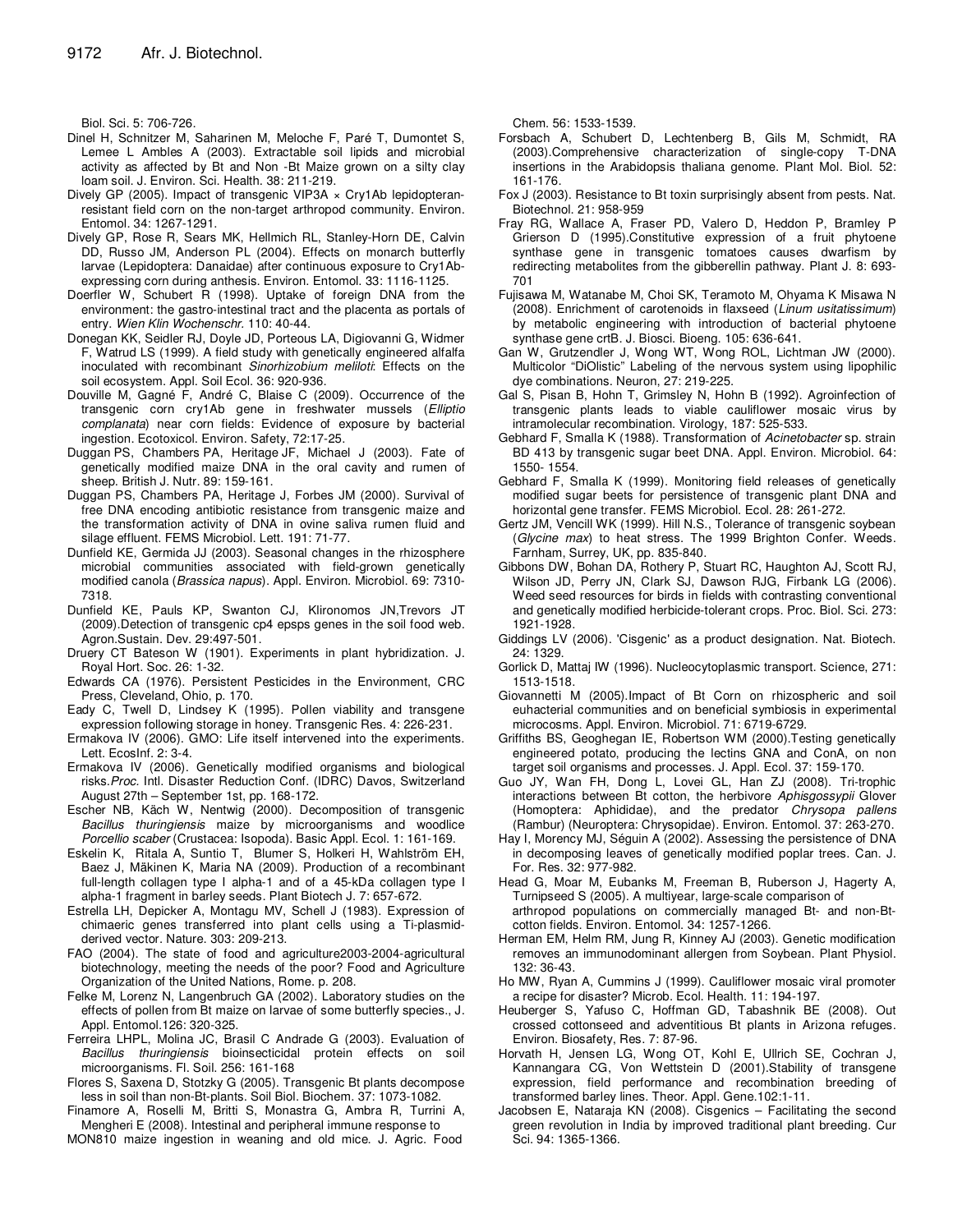Biol. Sci. 5: 706-726.

Dinel H, Schnitzer M, Saharinen M, Meloche F, Paré T, Dumontet S, Lemee L Ambles A (2003). Extractable soil lipids and microbial activity as affected by Bt and Non -Bt Maize grown on a silty clay loam soil. J. Environ. Sci. Health. 38: 211-219.

Dively GP (2005). Impact of transgenic VIP3A × Cry1Ab lepidopteran-resistant field corn on the non-target arthropod community. Environ. Entomol. 34: 1267-1291.

Dively GP, Rose R, Sears MK, Hellmich RL, Stanley-Horn DE, Calvin DD, Russo JM, Anderson PL (2004). Effects on monarch butterfly larvae (Lepidoptera: Danaidae) after continuous exposure to Cry1Ab-expressing corn during anthesis. Environ. Entomol. 33: 1116-1125.

Doerfler W, Schubert R (1998). Uptake of foreign DNA from the environment: the gastro-intestinal tract and the placenta as portals of entry. *Wien Klin Wochenschr*. 110: 40-44.

Donegan KK, Seidler RJ, Doyle JD, Porteous LA, Digiovanni G, Widmer F, Watrud LS (1999). A field study with genetically engineered alfalfa inoculated with recombinant *Sinorhizobium meliloti*: Effects on the soil ecosystem. Appl. Soil Ecol. 36: 920-936.

Douville M, Gagné F, André C, Blaise C (2009). Occurrence of the transgenic corn cry1Ab gene in freshwater mussels (*Elliptio complanata*) near corn fields: Evidence of exposure by bacterial ingestion. Ecotoxicol. Environ. Safety, 72:17-25.

Duggan PS, Chambers PA, Heritage JF, Michael J (2003). Fate of genetically modified maize DNA in the oral cavity and rumen of sheep. British J. Nutr. 89: 159-161.

Duggan PS, Chambers PA, Heritage J, Forbes JM (2000). Survival of free DNA encoding antibiotic resistance from transgenic maize and the transformation activity of DNA in ovine saliva rumen fluid and silage effluent. FEMS Microbiol. Lett. 191: 71-77.

Dunfield KE, Germida JJ (2003). Seasonal changes in the rhizosphere microbial communities associated with field-grown genetically modified canola (*Brassica napus*). Appl. Environ. Microbiol. 69: 7310-7318.

Dunfield KE, Pauls KP, Swanton CJ, Klironomos JN,Trevors JT (2009).Detection of transgenic cp4 epsps genes in the soil food web. Agron.Sustain. Dev. 29:497-501.

Druery CT Bateson W (1901). Experiments in plant hybridization. J. Royal Hort. Soc. 26: 1-32.

Edwards CA (1976). Persistent Pesticides in the Environment, CRC Press, Cleveland, Ohio, p. 170.

Eady C, Twell D, Lindsey K (1995). Pollen viability and transgene expression following storage in honey. Transgenic Res. 4: 226-231.

Ermakova IV (2006). GMO: Life itself intervened into the experiments. Lett. EcosInf. 2: 3-4.

Ermakova IV (2006). Genetically modified organisms and biological risks.*Proc.* Intl. Disaster Reduction Conf. (IDRC) Davos, Switzerland August 27th – September 1st, pp. 168-172.

Escher NB, Käch W, Nentwig (2000). Decomposition of transgenic *Bacillus thuringiensis* maize by microorganisms and woodlice *Porcellio scaber* (Crustacea: Isopoda). Basic Appl. Ecol. 1: 161-169.

Eskelin K, Ritala A, Suntio T, Blumer S, Holkeri H, Wahlström EH, Baez J, Mäkinen K, Maria NA (2009). Production of a recombinant full-length collagen type I alpha-1 and of a 45-kDa collagen type I alpha-1 fragment in barley seeds. Plant Biotech J. 7: 657-672.

Estrella LH, Depicker A, Montagu MV, Schell J (1983). Expression of chimaeric genes transferred into plant cells using a Ti-plasmid-derived vector. Nature. 303: 209-213.

FAO (2004). The state of food and agriculture2003-2004-agricultural biotechnology, meeting the needs of the poor? Food and Agriculture Organization of the United Nations, Rome. p. 208.

Felke M, Lorenz N, Langenbruch GA (2002). Laboratory studies on the effects of pollen from Bt maize on larvae of some butterfly species., J. Appl. Entomol.126: 320-325.

Ferreira LHPL, Molina JC, Brasil C Andrade G (2003). Evaluation of *Bacillus thuringiensis* bioinsecticidal protein effects on soil microorganisms. Fl. Soil. 256: 161-168

Flores S, Saxena D, Stotzky G (2005). Transgenic Bt plants decompose less in soil than non-Bt-plants. Soil Biol. Biochem. 37: 1073-1082.

Finamore A, Roselli M, Britti S, Monastra G, Ambra R, Turrini A, Mengheri E (2008). Intestinal and peripheral immune response to MON810 maize ingestion in weaning and old mice. J. Agric. Food Chem. 56: 1533-1539.

Forsbach A, Schubert D, Lechtenberg B, Gils M, Schmidt, RA (2003).Comprehensive characterization of single-copy T-DNA insertions in the Arabidopsis thaliana genome. Plant Mol. Biol. 52: 161-176.

Fox J (2003). Resistance to Bt toxin surprisingly absent from pests. Nat. Biotechnol. 21: 958-959

Fray RG, Wallace A, Fraser PD, Valero D, Heddon P, Bramley P Grierson D (1995).Constitutive expression of a fruit phytoene synthase gene in transgenic tomatoes causes dwarfism by redirecting metabolites from the gibberellin pathway. Plant J. 8: 693-701

Fujisawa M, Watanabe M, Choi SK, Teramoto M, Ohyama K Misawa N (2008). Enrichment of carotenoids in flaxseed (*Linum usitatissimum*) by metabolic engineering with introduction of bacterial phytoene synthase gene crtB. J. Biosci. Bioeng. 105: 636-641.

Gan W, Grutzendler J, Wong WT, Wong ROL, Lichtman JW (2000). Multicolor "DiOlistic" Labeling of the nervous system using lipophilic dye combinations. Neuron, 27: 219-225.

Gal S, Pisan B, Hohn T, Grimsley N, Hohn B (1992). Agroinfection of transgenic plants leads to viable cauliflower mosaic virus by intramolecular recombination. Virology, 187: 525-533.

Gebhard F, Smalla K (1988). Transformation of *Acinetobacter* sp. strain BD 413 by transgenic sugar beet DNA. Appl. Environ. Microbiol. 64: 1550- 1554.

Gebhard F, Smalla K (1999). Monitoring field releases of genetically modified sugar beets for persistence of transgenic plant DNA and horizontal gene transfer. FEMS Microbiol. Ecol. 28: 261-272.

Gertz JM, Vencill WK (1999). Hill N.S., Tolerance of transgenic soybean (*Glycine max*) to heat stress. The 1999 Brighton Confer. Weeds. Farnham, Surrey, UK, pp. 835-840.

Gibbons DW, Bohan DA, Rothery P, Stuart RC, Haughton AJ, Scott RJ, Wilson JD, Perry JN, Clark SJ, Dawson RJG, Firbank LG (2006). Weed seed resources for birds in fields with contrasting conventional and genetically modified herbicide-tolerant crops. Proc. Biol. Sci. 273: 1921-1928.

Giddings LV (2006). 'Cisgenic' as a product designation. Nat. Biotech. 24: 1329.

Gorlick D, Mattaj IW (1996). Nucleocytoplasmic transport. Science, 271: 1513-1518.

Giovannetti M (2005).Impact of Bt Corn on rhizospheric and soil euhacterial communities and on beneficial symbiosis in experimental microcosms. Appl. Environ. Microbiol. 71: 6719-6729.

Griffiths BS, Geoghegan IE, Robertson WM (2000).Testing genetically engineered potato, producing the lectins GNA and ConA, on non target soil organisms and processes. J. Appl. Ecol. 37: 159-170.

Guo JY, Wan FH, Dong L, Lovei GL, Han ZJ (2008). Tri-trophic interactions between Bt cotton, the herbivore *Aphisgossypii* Glover (Homoptera: Aphididae), and the predator *Chrysopa pallens* (Rambur) (Neuroptera: Chrysopidae). Environ. Entomol. 37: 263-270.

Hay I, Morency MJ, Séguin A (2002). Assessing the persistence of DNA in decomposing leaves of genetically modified poplar trees. Can. J. For. Res. 32: 977-982.

Head G, Moar M, Eubanks M, Freeman B, Ruberson J, Hagerty A, Turnipseed S (2005). A multiyear, large-scale comparison of arthropod populations on commercially managed Bt- and non-Bt-cotton fields. Environ. Entomol. 34: 1257-1266.

Herman EM, Helm RM, Jung R, Kinney AJ (2003). Genetic modification removes an immunodominant allergen from Soybean. Plant Physiol. 132: 36-43.

Ho MW, Ryan A, Cummins J (1999). Cauliflower mosaic viral promoter a recipe for disaster? Microb. Ecol. Health. 11: 194-197.

Heuberger S, Yafuso C, Hoffman GD, Tabashnik BE (2008). Out crossed cottonseed and adventitious Bt plants in Arizona refuges. Environ. Biosafety, Res. 7: 87-96.

Horvath H, Jensen LG, Wong OT, Kohl E, Ullrich SE, Cochran J, Kannangara CG, Von Wettstein D (2001).Stability of transgene expression, field performance and recombination breeding of transformed barley lines. Theor. Appl. Gene.102:1-11.

Jacobsen E, Nataraja KN (2008). Cisgenics – Facilitating the second green revolution in India by improved traditional plant breeding. Cur Sci. 94: 1365-1366.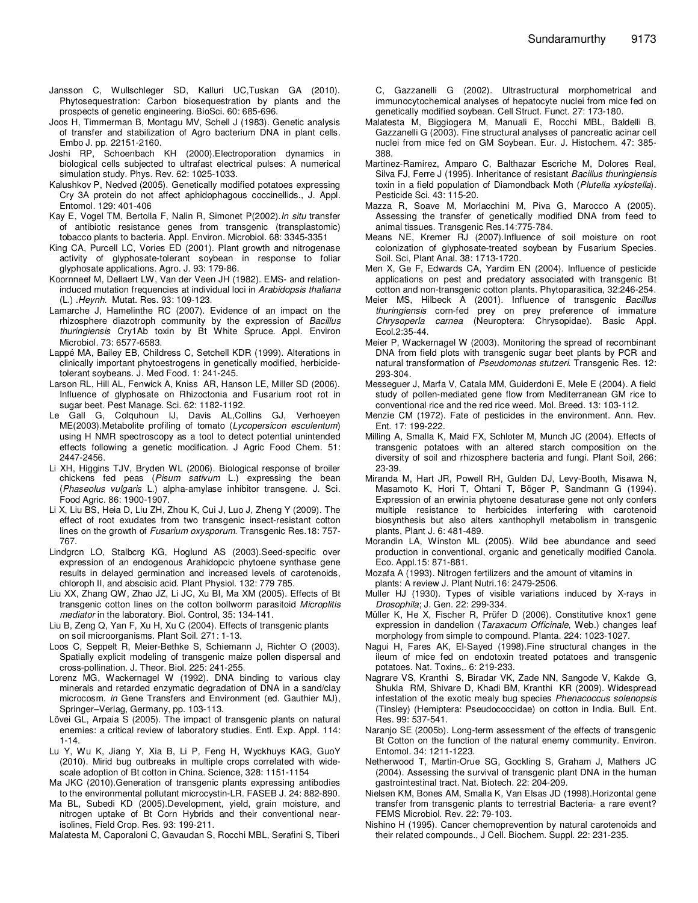Jansson C, Wullschleger SD, Kalluri UC,Tuskan GA (2010). Phytosequestration: Carbon biosequestration by plants and the prospects of genetic engineering. BioSci. 60: 685-696.

Joos H, Timmerman B, Montagu MV, Schell J (1983). Genetic analysis of transfer and stabilization of Agro bacterium DNA in plant cells. Embo J. pp. 22151-2160.

Joshi RP, Schoenbach KH (2000).Electroporation dynamics in biological cells subjected to ultrafast electrical pulses: A numerical simulation study. Phys. Rev. 62: 1025-1033.

Kalushkov P, Nedved (2005). Genetically modified potatoes expressing Cry 3A protein do not affect aphidophagous coccinellids., J. Appl. Entomol. 129: 401-406

Kay E, Vogel TM, Bertolla F, Nalin R, Simonet P(2002).*In situ* transfer of antibiotic resistance genes from transgenic (transplastomic) tobacco plants to bacteria. Appl. Environ. Microbiol. 68: 3345-3351

King CA, Purcell LC, Vories ED (2001). Plant growth and nitrogenase activity of glyphosate-tolerant soybean in response to foliar glyphosate applications. Agro. J. 93: 179-86.

Koornneef M, Dellaert LW, Van der Veen JH (1982). EMS- and relation-induced mutation frequencies at individual loci in *Arabidopsis thaliana* (L.) .*Heynh.* Mutat. Res. 93: 109-123.

Lamarche J, Hamelinthe RC (2007). Evidence of an impact on the rhizosphere diazotroph community by the expression of *Bacillus thuringiensis* Cry1Ab toxin by Bt White Spruce. Appl. Environ Microbiol. 73: 6577-6583.

Lappé MA, Bailey EB, Childress C, Setchell KDR (1999). Alterations in clinically important phytoestrogens in genetically modified, herbicide-tolerant soybeans. J. Med Food. 1: 241-245.

Larson RL, Hill AL, Fenwick A, Kniss AR, Hanson LE, Miller SD (2006). Influence of glyphosate on Rhizoctonia and Fusarium root rot in sugar beet. Pest Manage. Sci. 62: 1182-1192.

Le Gall G, Colquhoun IJ, Davis AL,Collins GJ, Verhoeyen ME(2003).Metabolite profiling of tomato (*Lycopersicon esculentum*) using H NMR spectroscopy as a tool to detect potential unintended effects following a genetic modification. J Agric Food Chem. 51: 2447-2456.

Li XH, Higgins TJV, Bryden WL (2006). Biological response of broiler chickens fed peas (*Pisum sativum* L.) expressing the bean (*Phaseolus vulgaris* L.) alpha-amylase inhibitor transgene. J. Sci. Food Agric. 86: 1900-1907.

Li X, Liu BS, Heia D, Liu ZH, Zhou K, Cui J, Luo J, Zheng Y (2009). The effect of root exudates from two transgenic insect-resistant cotton lines on the growth of *Fusarium oxysporum*. Transgenic Res.18: 757-767.

Lindgrcn LO, Stalbcrg KG, Hoglund AS (2003).Seed-specific over expression of an endogenous Arahidopcic phytoene synthase gene results in delayed germination and increased levels of carotenoids, chloroph II, and abscisic acid. Plant Physiol. 132: 779 785.

Liu XX, Zhang QW, Zhao JZ, Li JC, Xu BI, Ma XM (2005). Effects of Bt transgenic cotton lines on the cotton bollworm parasitoid *Microplitis mediator* in the laboratory. Biol. Control, 35: 134-141.

Liu B, Zeng Q, Yan F, Xu H, Xu C (2004). Effects of transgenic plants on soil microorganisms. Plant Soil. 271: 1-13.

Loos C, Seppelt R, Meier-Bethke S, Schiemann J, Richter O (2003). Spatially explicit modeling of transgenic maize pollen dispersal and cross-pollination. J. Theor. Biol. 225: 241-255.

Lorenz MG, Wackernagel W (1992). DNA binding to various clay minerals and retarded enzymatic degradation of DNA in a sand/clay microcosm. *in* Gene Transfers and Environment (ed. Gauthier MJ), Springer–Verlag, Germany, pp. 103-113.

Lövei GL, Arpaia S (2005). The impact of transgenic plants on natural enemies: a critical review of laboratory studies. Entl. Exp. Appl. 114: 1-14.

Lu Y, Wu K, Jiang Y, Xia B, Li P, Feng H, Wyckhuys KAG, GuoY (2010). Mirid bug outbreaks in multiple crops correlated with wide-scale adoption of Bt cotton in China. Science, 328: 1151-1154

Ma JKC (2010).Generation of transgenic plants expressing antibodies to the environmental pollutant microcystin-LR. FASEB J. 24: 882-890.

Ma BL, Subedi KD (2005).Development, yield, grain moisture, and nitrogen uptake of Bt Corn Hybrids and their conventional near-isolines, Field Crop. Res. 93: 199-211.

Malatesta M, Caporaloni C, Gavaudan S, Rocchi MBL, Serafini S, Tiberi C, Gazzanelli G (2002). Ultrastructural morphometrical and immunocytochemical analyses of hepatocyte nuclei from mice fed on genetically modified soybean. Cell Struct. Funct. 27: 173-180.

Malatesta M, Biggiogera M, Manuali E, Rocchi MBL, Baldelli B, Gazzanelli G (2003). Fine structural analyses of pancreatic acinar cell nuclei from mice fed on GM Soybean. Eur. J. Histochem. 47: 385-388.

Martinez-Ramirez, Amparo C, Balthazar Escriche M, Dolores Real, Silva FJ, Ferre J (1995). Inheritance of resistant *Bacillus thuringiensis* toxin in a field population of Diamondback Moth (*Plutella xylostella*). Pesticide Sci. 43: 115-20.

Mazza R, Soave M, Morlacchini M, Piva G, Marocco A (2005). Assessing the transfer of genetically modified DNA from feed to animal tissues. Transgenic Res.14:775-784.

Means NE, Kremer RJ (2007).Influence of soil moisture on root colonization of glyphosate-treated soybean by Fusarium Species. Soil. Sci, Plant Anal. 38: 1713-1720.

Men X, Ge F, Edwards CA, Yardim EN (2004). Influence of pesticide applications on pest and predatory associated with transgenic Bt cotton and non-transgenic cotton plants. Phytoparasitica, 32:246-254.

Meier MS, Hilbeck A (2001). Influence of transgenic *Bacillus thuringiensis* corn-fed prey on prey preference of immature *Chrysoperla carnea* (Neuroptera: Chrysopidae). Basic Appl. Ecol.2:35-44.

Meier P, Wackernagel W (2003). Monitoring the spread of recombinant DNA from field plots with transgenic sugar beet plants by PCR and natural transformation of *Pseudomonas stutzeri*. Transgenic Res. 12: 293-304.

Messeguer J, Marfa V, Catala MM, Guiderdoni E, Mele E (2004). A field study of pollen-mediated gene flow from Mediterranean GM rice to conventional rice and the red rice weed. Mol. Breed. 13: 103-112.

Menzie CM (1972). Fate of pesticides in the environment. Ann. Rev. Ent. 17: 199-222.

Milling A, Smalla K, Maid FX, Schloter M, Munch JC (2004). Effects of transgenic potatoes with an altered starch composition on the diversity of soil and rhizosphere bacteria and fungi. Plant Soil, 266: 23-39.

Miranda M, Hart JR, Powell RH, Gulden DJ, Levy-Booth, Misawa N, Masamoto K, Hori T, Ohtani T, Böger P, Sandmann G (1994). Expression of an erwinia phytoene desaturase gene not only confers multiple resistance to herbicides interfering with carotenoid biosynthesis but also alters xanthophyll metabolism in transgenic plants, Plant J. 6: 481-489.

Morandin LA, Winston ML (2005). Wild bee abundance and seed production in conventional, organic and genetically modified Canola. Eco. Appl.15: 871-881.

Mozafa A (1993). Nitrogen fertilizers and the amount of vitamins in plants: A review J. Plant Nutri.16: 2479-2506.

Muller HJ (1930). Types of visible variations induced by X-rays in *Drosophila*; J. Gen. 22: 299-334.

Müller K, He X, Fischer R, Prüfer D (2006). Constitutive knox1 gene expression in dandelion (*Taraxacum Officinale*, Web.) changes leaf morphology from simple to compound. Planta. 224: 1023-1027.

Nagui H, Fares AK, El-Sayed (1998).Fine structural changes in the ileum of mice fed on endotoxin treated potatoes and transgenic potatoes. Nat. Toxins,. 6: 219-233.

Nagrare VS, Kranthi S, Biradar VK, Zade NN, Sangode V, Kakde G, Shukla RM, Shivare D, Khadi BM, Kranthi KR (2009). Widespread infestation of the exotic mealy bug species *Phenacoccus solenopsis* (Tinsley) (Hemiptera: Pseudococcidae) on cotton in India. Bull. Ent. Res. 99: 537-541.

Naranjo SE (2005b). Long-term assessment of the effects of transgenic Bt Cotton on the function of the natural enemy community. Environ. Entomol. 34: 1211-1223.

Netherwood T, Martin-Orue SG, Gockling S, Graham J, Mathers JC (2004). Assessing the survival of transgenic plant DNA in the human gastrointestinal tract. Nat. Biotech. 22: 204-209.

Nielsen KM, Bones AM, Smalla K, Van Elsas JD (1998).Horizontal gene transfer from transgenic plants to terrestrial Bacteria- a rare event? FEMS Microbiol. Rev. 22: 79-103.

Nishino H (1995). Cancer chemoprevention by natural carotenoids and their related compounds., J Cell. Biochem. Suppl. 22: 231-235.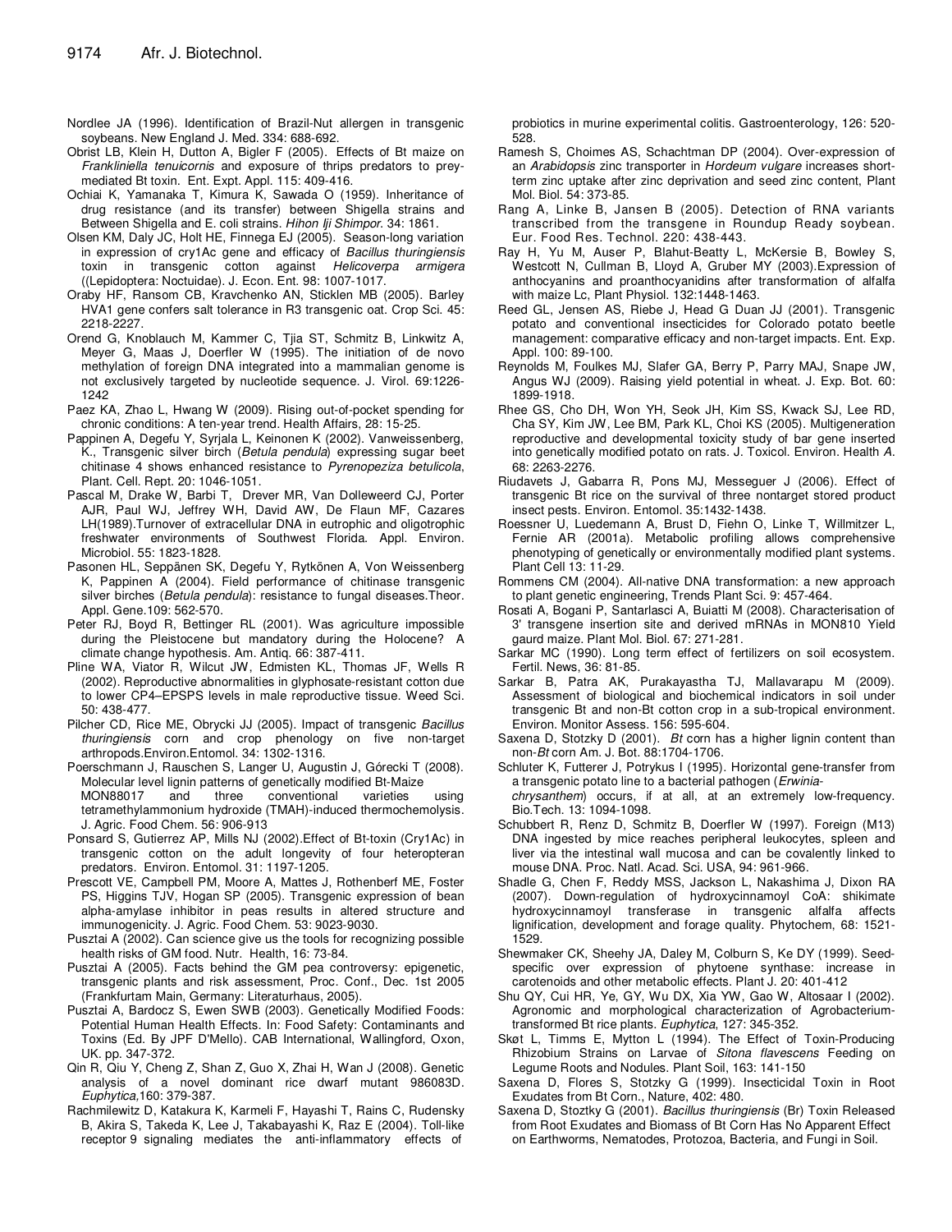Nordlee JA (1996). Identification of Brazil-Nut allergen in transgenic soybeans. New England J. Med. 334: 688-692.

Obrist LB, Klein H, Dutton A, Bigler F (2005). Effects of Bt maize on *Frankliniella tenuicornis* and exposure of thrips predators to prey-mediated Bt toxin. Ent. Expt. Appl. 115: 409-416.

Ochiai K, Yamanaka T, Kimura K, Sawada O (1959). Inheritance of drug resistance (and its transfer) between Shigella strains and Between Shigella and E. coli strains. *Hihon Iji Shimpor*. 34: 1861.

Olsen KM, Daly JC, Holt HE, Finnega EJ (2005). Season-long variation in expression of cry1Ac gene and efficacy of *Bacillus thuringiensis* toxin in transgenic cotton against *Helicoverpa armigera* ((Lepidoptera: Noctuidae). J. Econ. Ent. 98: 1007-1017.

Oraby HF, Ransom CB, Kravchenko AN, Sticklen MB (2005). Barley HVA1 gene confers salt tolerance in R3 transgenic oat. Crop Sci. 45: 2218-2227.

Orend G, Knoblauch M, Kammer C, Tjia ST, Schmitz B, Linkwitz A, Meyer G, Maas J, Doerfler W (1995). The initiation of de novo methylation of foreign DNA integrated into a mammalian genome is not exclusively targeted by nucleotide sequence. J. Virol. 69:1226-1242

Paez KA, Zhao L, Hwang W (2009). Rising out-of-pocket spending for chronic conditions: A ten-year trend. Health Affairs, 28: 15-25.

Pappinen A, Degefu Y, Syrjala L, Keinonen K (2002). Vanweissenberg, K., Transgenic silver birch (*Betula pendula*) expressing sugar beet chitinase 4 shows enhanced resistance to *Pyrenopeziza betulicola*, Plant. Cell. Rept. 20: 1046-1051.

Pascal M, Drake W, Barbi T, Drever MR, Van Dolleweerd CJ, Porter AJR, Paul WJ, Jeffrey WH, David AW, De Flaun MF, Cazares LH(1989).Turnover of extracellular DNA in eutrophic and oligotrophic freshwater environments of Southwest Florida. Appl. Environ. Microbiol. 55: 1823-1828.

Pasonen HL, Seppänen SK, Degefu Y, Rytkönen A, Von Weissenberg K, Pappinen A (2004). Field performance of chitinase transgenic silver birches (*Betula pendula*): resistance to fungal diseases.Theor. Appl. Gene.109: 562-570.

Peter RJ, Boyd R, Bettinger RL (2001). Was agriculture impossible during the Pleistocene but mandatory during the Holocene? A climate change hypothesis. Am. Antiq. 66: 387-411.

Pline WA, Viator R, Wilcut JW, Edmisten KL, Thomas JF, Wells R (2002). Reproductive abnormalities in glyphosate-resistant cotton due to lower CP4–EPSPS levels in male reproductive tissue. Weed Sci. 50: 438-477.

Pilcher CD, Rice ME, Obrycki JJ (2005). Impact of transgenic *Bacillus thuringiensis* corn and crop phenology on five non-target arthropods.Environ.Entomol. 34: 1302-1316.

Poerschmann J, Rauschen S, Langer U, Augustin J, Górecki T (2008). Molecular level lignin patterns of genetically modified Bt-Maize MON88017 and three conventional varieties using tetramethylammonium hydroxide (TMAH)-induced thermochemolysis. J. Agric. Food Chem. 56: 906-913

Ponsard S, Gutierrez AP, Mills NJ (2002).Effect of Bt-toxin (Cry1Ac) in transgenic cotton on the adult longevity of four heteropteran predators. Environ. Entomol. 31: 1197-1205.

Prescott VE, Campbell PM, Moore A, Mattes J, Rothenberf ME, Foster PS, Higgins TJV, Hogan SP (2005). Transgenic expression of bean alpha-amylase inhibitor in peas results in altered structure and immunogenicity. J. Agric. Food Chem. 53: 9023-9030.

Pusztai A (2002). Can science give us the tools for recognizing possible health risks of GM food. Nutr. Health, 16: 73-84.

Pusztai A (2005). Facts behind the GM pea controversy: epigenetic, transgenic plants and risk assessment, Proc. Conf., Dec. 1st 2005 (Frankfurtam Main, Germany: Literaturhaus, 2005).

Pusztai A, Bardocz S, Ewen SWB (2003). Genetically Modified Foods: Potential Human Health Effects. In: Food Safety: Contaminants and Toxins (Ed. By JPF D'Mello). CAB International, Wallingford, Oxon, UK. pp. 347-372.

Qin R, Qiu Y, Cheng Z, Shan Z, Guo X, Zhai H, Wan J (2008). Genetic analysis of a novel dominant rice dwarf mutant 986083D. *Euphytica*,160: 379-387.

Rachmilewitz D, Katakura K, Karmeli F, Hayashi T, Rains C, Rudensky B, Akira S, Takeda K, Lee J, Takabayashi K, Raz E (2004). Toll-like receptor 9 signaling mediates the anti-inflammatory effects of probiotics in murine experimental colitis. Gastroenterology, 126: 520-528.

Ramesh S, Choimes AS, Schachtman DP (2004). Over-expression of an *Arabidopsis* zinc transporter in *Hordeum vulgare* increases short-term zinc uptake after zinc deprivation and seed zinc content, Plant Mol. Biol. 54: 373-85.

Rang A, Linke B, Jansen B (2005). Detection of RNA variants transcribed from the transgene in Roundup Ready soybean. Eur. Food Res. Technol. 220: 438-443.

Ray H, Yu M, Auser P, Blahut-Beatty L, McKersie B, Bowley S, Westcott N, Cullman B, Lloyd A, Gruber MY (2003).Expression of anthocyanins and proanthocyanidins after transformation of alfalfa with maize Lc, Plant Physiol. 132:1448-1463.

Reed GL, Jensen AS, Riebe J, Head G Duan JJ (2001). Transgenic potato and conventional insecticides for Colorado potato beetle management: comparative efficacy and non-target impacts. Ent. Exp. Appl. 100: 89-100.

Reynolds M, Foulkes MJ, Slafer GA, Berry P, Parry MAJ, Snape JW, Angus WJ (2009). Raising yield potential in wheat. J. Exp. Bot. 60: 1899-1918.

Rhee GS, Cho DH, Won YH, Seok JH, Kim SS, Kwack SJ, Lee RD, Cha SY, Kim JW, Lee BM, Park KL, Choi KS (2005). Multigeneration reproductive and developmental toxicity study of bar gene inserted into genetically modified potato on rats. J. Toxicol. Environ. Health *A*. 68: 2263-2276.

Riudavets J, Gabarra R, Pons MJ, Messeguer J (2006). Effect of transgenic Bt rice on the survival of three nontarget stored product insect pests. Environ. Entomol. 35:1432-1438.

Roessner U, Luedemann A, Brust D, Fiehn O, Linke T, Willmitzer L, Fernie AR (2001a). Metabolic profiling allows comprehensive phenotyping of genetically or environmentally modified plant systems. Plant Cell 13: 11-29.

Rommens CM (2004). All-native DNA transformation: a new approach to plant genetic engineering, Trends Plant Sci. 9: 457-464.

Rosati A, Bogani P, Santarlasci A, Buiatti M (2008). Characterisation of 3' transgene insertion site and derived mRNAs in MON810 Yield gaurd maize. Plant Mol. Biol. 67: 271-281.

Sarkar MC (1990). Long term effect of fertilizers on soil ecosystem. Fertil. News, 36: 81-85.

Sarkar B, Patra AK, Purakayastha TJ, Mallavarapu M (2009). Assessment of biological and biochemical indicators in soil under transgenic Bt and non-Bt cotton crop in a sub-tropical environment. Environ. Monitor Assess. 156: 595-604.

Saxena D, Stotzky D (2001). *Bt* corn has a higher lignin content than non-*Bt* corn Am. J. Bot. 88:1704-1706.

Schluter K, Futterer J, Potrykus I (1995). Horizontal gene-transfer from a transgenic potato line to a bacterial pathogen (*Erwinia-chrysanthem*) occurs, if at all, at an extremely low-frequency. Bio.Tech. 13: 1094-1098.

Schubbert R, Renz D, Schmitz B, Doerfler W (1997). Foreign (M13) DNA ingested by mice reaches peripheral leukocytes, spleen and liver via the intestinal wall mucosa and can be covalently linked to mouse DNA. Proc. Natl. Acad. Sci. USA, 94: 961-966.

Shadle G, Chen F, Reddy MSS, Jackson L, Nakashima J, Dixon RA (2007). Down-regulation of hydroxycinnamoyl CoA: shikimate hydroxycinnamoyl transferase in transgenic alfalfa affects lignification, development and forage quality. Phytochem, 68: 1521-1529.

Shewmaker CK, Sheehy JA, Daley M, Colburn S, Ke DY (1999). Seed-specific over expression of phytoene synthase: increase in carotenoids and other metabolic effects. Plant J. 20: 401-412

Shu QY, Cui HR, Ye, GY, Wu DX, Xia YW, Gao W, Altosaar I (2002). Agronomic and morphological characterization of Agrobacterium-transformed Bt rice plants. *Euphytica*, 127: 345-352.

Skøt L, Timms E, Mytton L (1994). The Effect of Toxin-Producing Rhizobium Strains on Larvae of *Sitona flavescens* Feeding on Legume Roots and Nodules. Plant Soil, 163: 141-150

Saxena D, Flores S, Stotzky G (1999). Insecticidal Toxin in Root Exudates from Bt Corn., Nature, 402: 480.

Saxena D, Stoztky G (2001). *Bacillus thuringiensis* (Br) Toxin Released from Root Exudates and Biomass of Bt Corn Has No Apparent Effect on Earthworms, Nematodes, Protozoa, Bacteria, and Fungi in Soil.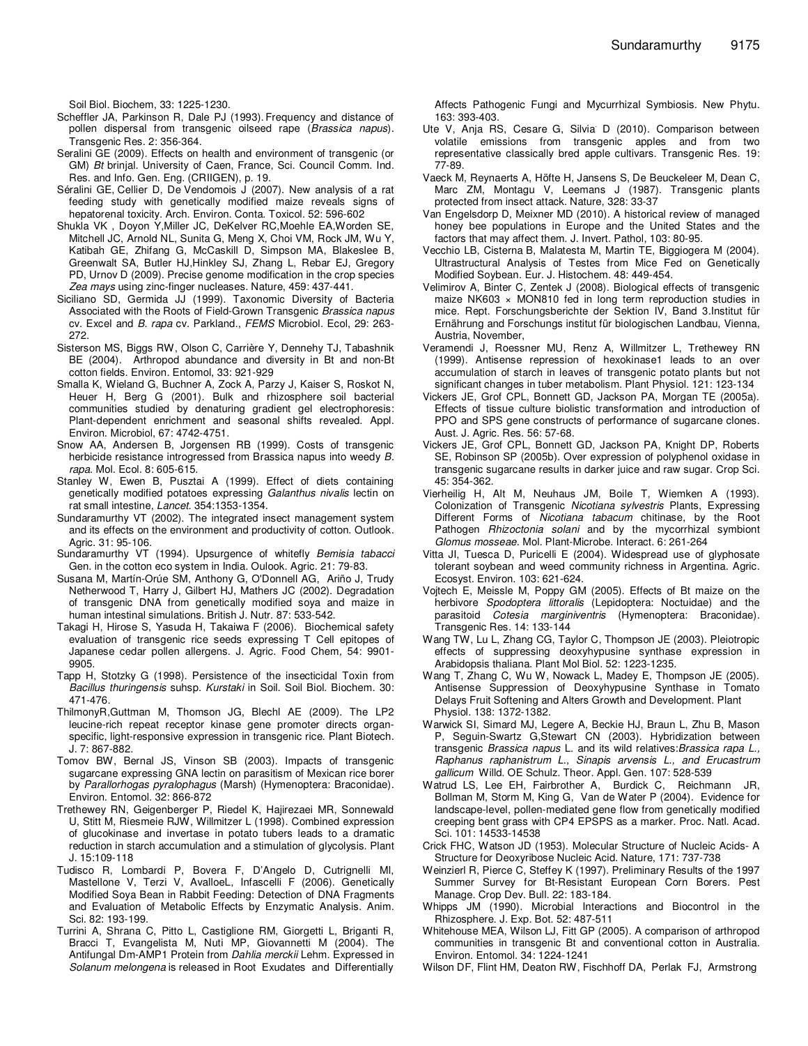Soil Biol. Biochem, 33: 1225-1230.

Scheffler JA, Parkinson R, Dale PJ (1993). Frequency and distance of pollen dispersal from transgenic oilseed rape (*Brassica napus*). Transgenic Res. 2: 356-364.

Seralini GE (2009). Effects on health and environment of transgenic (or GM) *Bt* brinjal. University of Caen, France, Sci. Council Comm. Ind. Res. and Info. Gen. Eng. (CRIIGEN), p. 19.

Séralini GE, Cellier D, De Vendomois J (2007). New analysis of a rat feeding study with genetically modified maize reveals signs of hepatorenal toxicity. Arch. Environ. Conta. Toxicol. 52: 596-602

Shukla VK , Doyon Y,Miller JC, DeKelver RC,Moehle EA,Worden SE, Mitchell JC, Arnold NL, Sunita G, Meng X, Choi VM, Rock JM, Wu Y, Katibah GE, Zhifang G, McCaskill D, Simpson MA, Blakeslee B, Greenwalt SA, Butler HJ,Hinkley SJ, Zhang L, Rebar EJ, Gregory PD, Urnov D (2009). Precise genome modification in the crop species *Zea mays* using zinc-finger nucleases. Nature, 459: 437-441.

Siciliano SD, Germida JJ (1999). Taxonomic Diversity of Bacteria Associated with the Roots of Field-Grown Transgenic *Brassica napus* cv. Excel and *B. rapa* cv. Parkland., *FEMS* Microbiol. Ecol, 29: 263-272.

Sisterson MS, Biggs RW, Olson C, Carrière Y, Dennehy TJ, Tabashnik BE (2004). Arthropod abundance and diversity in Bt and non-Bt cotton fields. Environ. Entomol, 33: 921-929

Smalla K, Wieland G, Buchner A, Zock A, Parzy J, Kaiser S, Roskot N, Heuer H, Berg G (2001). Bulk and rhizosphere soil bacterial communities studied by denaturing gradient gel electrophoresis: Plant-dependent enrichment and seasonal shifts revealed. Appl. Environ. Microbiol, 67: 4742-4751.

Snow AA, Andersen B, Jorgensen RB (1999). Costs of transgenic herbicide resistance introgressed from Brassica napus into weedy *B. rapa*. Mol. Ecol. 8: 605-615.

Stanley W, Ewen B, Pusztai A (1999). Effect of diets containing genetically modified potatoes expressing *Galanthus nivalis* lectin on rat small intestine, *Lancet*. 354:1353-1354.

Sundaramurthy VT (2002). The integrated insect management system and its effects on the environment and productivity of cotton. Outlook. Agric. 31: 95-106.

Sundaramurthy VT (1994). Upsurgence of whitefly *Bemisia tabacci* Gen. in the cotton eco system in India. Oulook. Agric. 21: 79-83.

Susana M, Martín-Orúe SM, Anthony G, O'Donnell AG, Ariño J, Trudy Netherwood T, Harry J, Gilbert HJ, Mathers JC (2002). Degradation of transgenic DNA from genetically modified soya and maize in human intestinal simulations. British J. Nutr. 87: 533-542.

Takagi H, Hirose S, Yasuda H, Takaiwa F (2006). Biochemical safety evaluation of transgenic rice seeds expressing T Cell epitopes of Japanese cedar pollen allergens. J. Agric. Food Chem, 54: 9901-9905.

Tapp H, Stotzky G (1998). Persistence of the insecticidal Toxin from *Bacillus thuringensis* suhsp. *Kurstaki* in Soil. Soil Biol. Biochem. 30: 471-476.

ThilmonyR,Guttman M, Thomson JG, Blechl AE (2009). The LP2 leucine-rich repeat receptor kinase gene promoter directs organ-specific, light-responsive expression in transgenic rice. Plant Biotech. J. 7: 867-882.

Tomov BW, Bernal JS, Vinson SB (2003). Impacts of transgenic sugarcane expressing GNA lectin on parasitism of Mexican rice borer by *Parallorhogas pyralophagus* (Marsh) (Hymenoptera: Braconidae). Environ. Entomol. 32: 866-872

Trethewey RN, Geigenberger P, Riedel K, Hajirezaei MR, Sonnewald U, Stitt M, Riesmeie RJW, Willmitzer L (1998). Combined expression of glucokinase and invertase in potato tubers leads to a dramatic reduction in starch accumulation and a stimulation of glycolysis. Plant J. 15:109-118

Tudisco R, Lombardi P, Bovera F, D'Angelo D, Cutrignelli MI, Mastellone V, Terzi V, AvalloeL, Infascelli F (2006). Genetically Modified Soya Bean in Rabbit Feeding: Detection of DNA Fragments and Evaluation of Metabolic Effects by Enzymatic Analysis. Anim. Sci. 82: 193-199.

Turrini A, Shrana C, Pitto L, Castiglione RM, Giorgetti L, Briganti R, Bracci T, Evangelista M, Nuti MP, Giovannetti M (2004). The Antifungal Dm-AMP1 Protein from *Dahlia merckii* Lehm. Expressed in *Solanum melongena* is released in Root Exudates and Differentially Affects Pathogenic Fungi and Mycurrhizal Symbiosis. New Phytu. 163: 393-403.

Ute V, Anja RS, Cesare G, Silvia D (2010). Comparison between volatile emissions from transgenic apples and from two representative classically bred apple cultivars. Transgenic Res. 19: 77-89.

Vaeck M, Reynaerts A, Höfte H, Jansens S, De Beuckeleer M, Dean C, Marc ZM, Montagu V, Leemans J (1987). Transgenic plants protected from insect attack. Nature, 328: 33-37

Van Engelsdorp D, Meixner MD (2010). A historical review of managed honey bee populations in Europe and the United States and the factors that may affect them. J. Invert. Pathol, 103: 80-95.

Vecchio LB, Cisterna B, Malatesta M, Martin TE, Biggiogera M (2004). Ultrastructural Analysis of Testes from Mice Fed on Genetically Modified Soybean. Eur. J. Histochem. 48: 449-454.

Velimirov A, Binter C, Zentek J (2008). Biological effects of transgenic maize NK603 × MON810 fed in long term reproduction studies in mice. Rept. Forschungsberichte der Sektion IV, Band 3.Institut für Ernährung and Forschungs institut für biologischen Landbau, Vienna, Austria, November,

Veramendi J, Roessner MU, Renz A, Willmitzer L, Trethewey RN (1999). Antisense repression of hexokinase1 leads to an over accumulation of starch in leaves of transgenic potato plants but not significant changes in tuber metabolism. Plant Physiol. 121: 123-134

Vickers JE, Grof CPL, Bonnett GD, Jackson PA, Morgan TE (2005a). Effects of tissue culture biolistic transformation and introduction of PPO and SPS gene constructs of performance of sugarcane clones. Aust. J. Agric. Res. 56: 57-68.

Vickers JE, Grof CPL, Bonnett GD, Jackson PA, Knight DP, Roberts SE, Robinson SP (2005b). Over expression of polyphenol oxidase in transgenic sugarcane results in darker juice and raw sugar. Crop Sci. 45: 354-362.

Vierheilig H, Alt M, Neuhaus JM, Boile T, Wiemken A (1993). Colonization of Transgenic *Nicotiana sylvestris* Plants, Expressing Different Forms of *Nicotiana tabacum* chitinase, by the Root Pathogen *Rhizoctonia solani* and by the mycorrhizal symbiont *Glomus mosseae*. Mol. Plant-Microbe. Interact. 6: 261-264

Vitta JI, Tuesca D, Puricelli E (2004). Widespread use of glyphosate tolerant soybean and weed community richness in Argentina. Agric. Ecosyst. Environ. 103: 621-624.

Vojtech E, Meissle M, Poppy GM (2005). Effects of Bt maize on the herbivore *Spodoptera littoralis* (Lepidoptera: Noctuidae) and the parasitoid *Cotesia marginiventris* (Hymenoptera: Braconidae). Transgenic Res. 14: 133-144

Wang TW, Lu L, Zhang CG, Taylor C, Thompson JE (2003). Pleiotropic effects of suppressing deoxyhypusine synthase expression in Arabidopsis thaliana. Plant Mol Biol. 52: 1223-1235.

Wang T, Zhang C, Wu W, Nowack L, Madey E, Thompson JE (2005). Antisense Suppression of Deoxyhypusine Synthase in Tomato Delays Fruit Softening and Alters Growth and Development. Plant Physiol. 138: 1372-1382.

Warwick SI, Simard MJ, Legere A, Beckie HJ, Braun L, Zhu B, Mason P, Seguin-Swartz G,Stewart CN (2003). Hybridization between transgenic *Brassica napus* L. and its wild relatives:*Brassica rapa L., Raphanus raphanistrum L., Sinapis arvensis L., and Erucastrum gallicum* Willd. OE Schulz. Theor. Appl. Gen. 107: 528-539

Watrud LS, Lee EH, Fairbrother A, Burdick C, Reichmann JR, Bollman M, Storm M, King G, Van de Water P (2004). Evidence for landscape-level, pollen-mediated gene flow from genetically modified creeping bent grass with CP4 EPSPS as a marker. Proc. Natl. Acad. Sci. 101: 14533-14538

Crick FHC, Watson JD (1953). Molecular Structure of Nucleic Acids- A Structure for Deoxyribose Nucleic Acid. Nature, 171: 737-738

Weinzierl R, Pierce C, Steffey K (1997). Preliminary Results of the 1997 Summer Survey for Bt-Resistant European Corn Borers. Pest Manage. Crop Dev. Bull. 22: 183-184.

Whipps JM (1990). Microbial Interactions and Biocontrol in the Rhizosphere. J. Exp. Bot. 52: 487-511

Whitehouse MEA, Wilson LJ, Fitt GP (2005). A comparison of arthropod communities in transgenic Bt and conventional cotton in Australia. Environ. Entomol. 34: 1224-1241

Wilson DF, Flint HM, Deaton RW, Fischhoff DA, Perlak FJ, Armstrong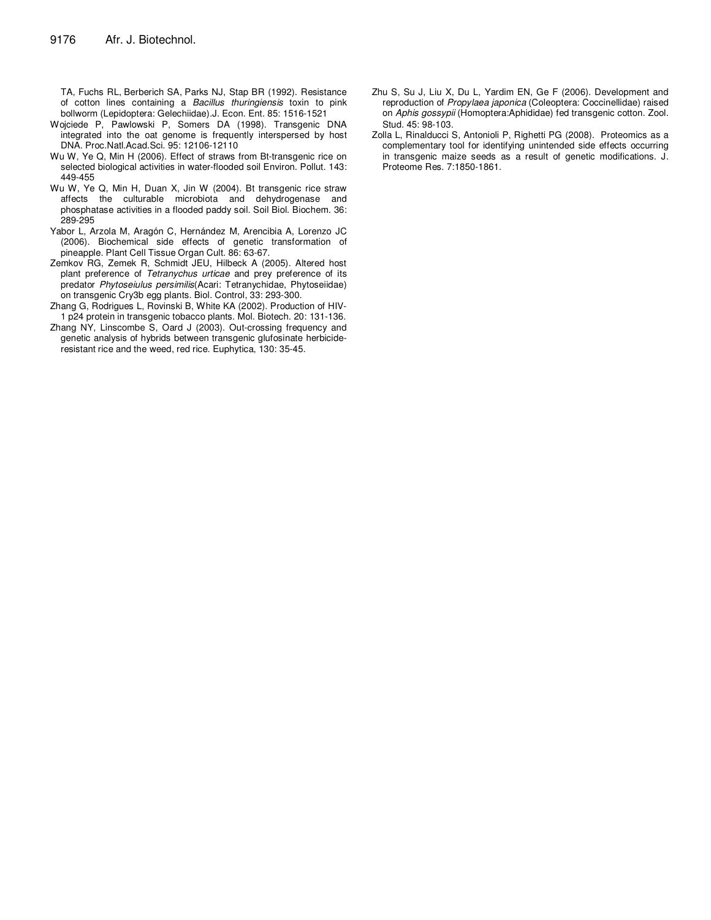TA, Fuchs RL, Berberich SA, Parks NJ, Stap BR (1992). Resistance of cotton lines containing a *Bacillus thuringiensis* toxin to pink bollworm (Lepidoptera: Gelechiidae).J. Econ. Ent. 85: 1516-1521

Wojciede P, Pawlowski P, Somers DA (1998). Transgenic DNA integrated into the oat genome is frequently interspersed by host DNA. Proc.Natl.Acad.Sci. 95: 12106-12110

Wu W, Ye Q, Min H (2006). Effect of straws from Bt-transgenic rice on selected biological activities in water-flooded soil Environ. Pollut. 143: 449-455

Wu W, Ye Q, Min H, Duan X, Jin W (2004). Bt transgenic rice straw affects the culturable microbiota and dehydrogenase and phosphatase activities in a flooded paddy soil. Soil Biol. Biochem. 36: 289-295

Yabor L, Arzola M, Aragón C, Hernández M, Arencibia A, Lorenzo JC (2006). Biochemical side effects of genetic transformation of pineapple. Plant Cell Tissue Organ Cult. 86: 63-67.

Zemkov RG, Zemek R, Schmidt JEU, Hilbeck A (2005). Altered host plant preference of *Tetranychus urticae* and prey preference of its predator *Phytoseiulus persimilis*(Acari: Tetranychidae, Phytoseiidae) on transgenic Cry3b egg plants. Biol. Control, 33: 293-300.

Zhang G, Rodrigues L, Rovinski B, White KA (2002). Production of HIV-1 p24 protein in transgenic tobacco plants. Mol. Biotech. 20: 131-136.

Zhang NY, Linscombe S, Oard J (2003). Out-crossing frequency and genetic analysis of hybrids between transgenic glufosinate herbicide-resistant rice and the weed, red rice. Euphytica, 130: 35-45.

Zhu S, Su J, Liu X, Du L, Yardim EN, Ge F (2006). Development and reproduction of *Propylaea japonica* (Coleoptera: Coccinellidae) raised on *Aphis gossypii* (Homoptera:Aphididae) fed transgenic cotton. Zool. Stud. 45: 98-103.

Zolla L, Rinalducci S, Antonioli P, Righetti PG (2008). Proteomics as a complementary tool for identifying unintended side effects occurring in transgenic maize seeds as a result of genetic modifications. J. Proteome Res. 7:1850-1861.